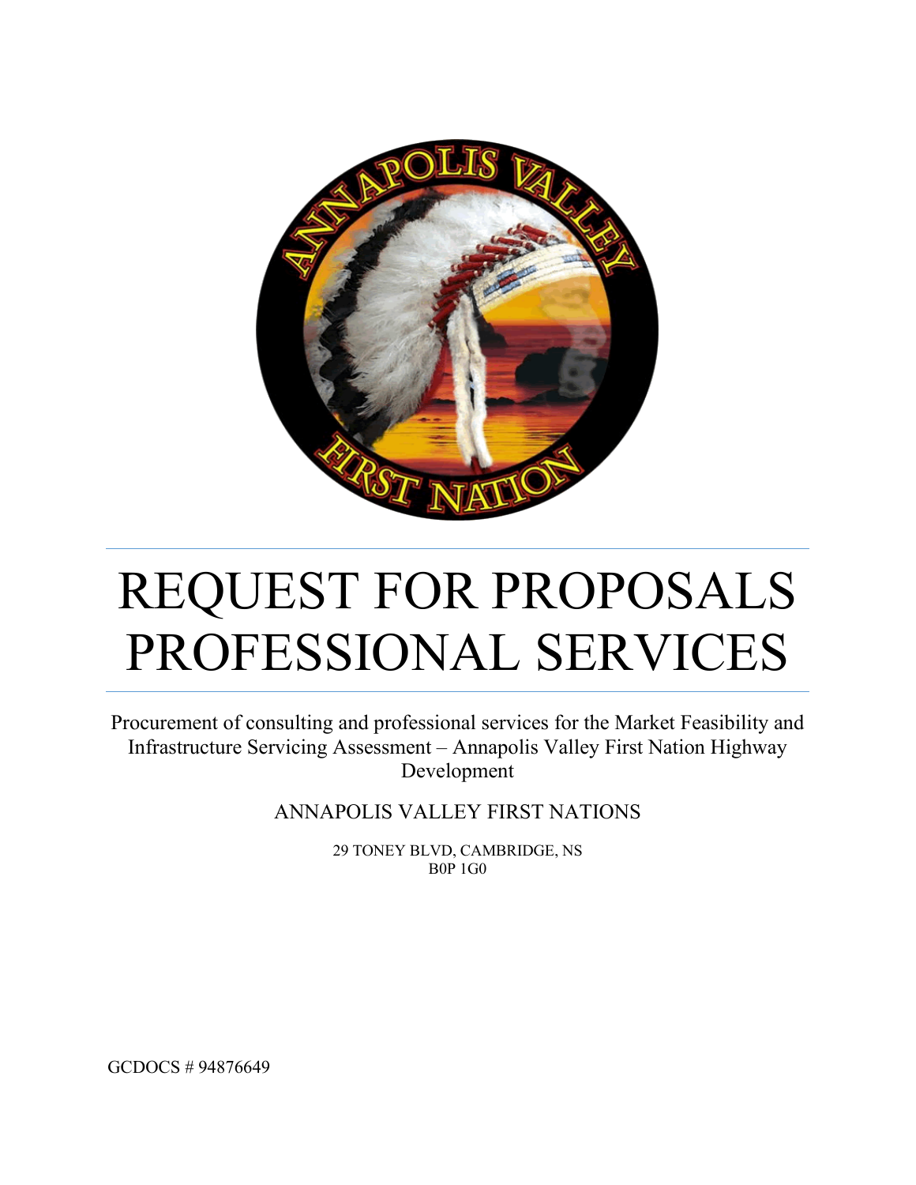# REQUEST FOR PROPOSALS PROFESSIONAL SERVICES

Procurement of consulting and professional services for the Market Feasibility and Infrastructure Servicing Assessment – Annapolis Valley First Nation Highway Development

ANNAPOLIS VALLEY FIRST NATIONS

29 TONEY BLVD, CAMBRIDGE, NS
B0P 1G0

GCDOCS # 94876649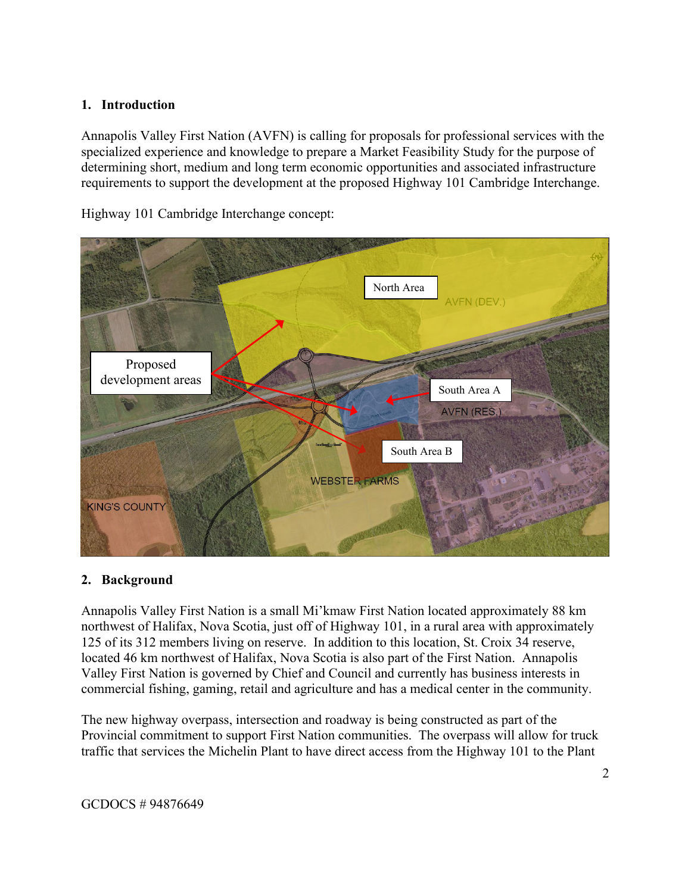## 1. Introduction

Annapolis Valley First Nation (AVFN) is calling for proposals for professional services with the specialized experience and knowledge to prepare a Market Feasibility Study for the purpose of determining short, medium and long term economic opportunities and associated infrastructure requirements to support the development at the proposed Highway 101 Cambridge Interchange.

Highway 101 Cambridge Interchange concept:

## 2. Background

Annapolis Valley First Nation is a small Mi'kmaw First Nation located approximately 88 km northwest of Halifax, Nova Scotia, just off of Highway 101, in a rural area with approximately 125 of its 312 members living on reserve. In addition to this location, St. Croix 34 reserve, located 46 km northwest of Halifax, Nova Scotia is also part of the First Nation. Annapolis Valley First Nation is governed by Chief and Council and currently has business interests in commercial fishing, gaming, retail and agriculture and has a medical center in the community.

The new highway overpass, intersection and roadway is being constructed as part of the Provincial commitment to support First Nation communities. The overpass will allow for truck traffic that services the Michelin Plant to have direct access from the Highway 101 to the Plant

GCDOCS # 94876649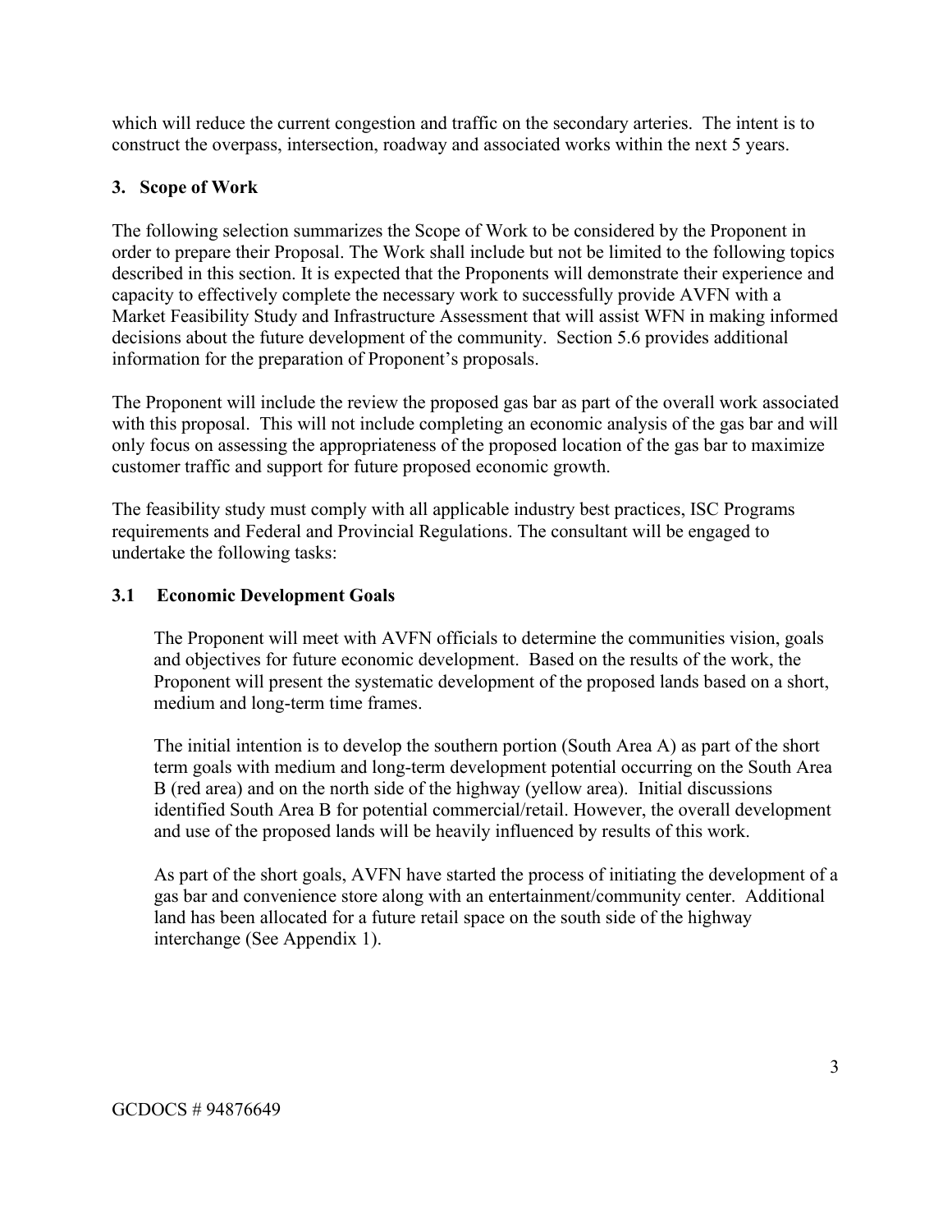which will reduce the current congestion and traffic on the secondary arteries. The intent is to construct the overpass, intersection, roadway and associated works within the next 5 years.

## 3. Scope of Work

The following selection summarizes the Scope of Work to be considered by the Proponent in order to prepare their Proposal. The Work shall include but not be limited to the following topics described in this section. It is expected that the Proponents will demonstrate their experience and capacity to effectively complete the necessary work to successfully provide AVFN with a Market Feasibility Study and Infrastructure Assessment that will assist WFN in making informed decisions about the future development of the community. Section 5.6 provides additional information for the preparation of Proponent's proposals.

The Proponent will include the review the proposed gas bar as part of the overall work associated with this proposal. This will not include completing an economic analysis of the gas bar and will only focus on assessing the appropriateness of the proposed location of the gas bar to maximize customer traffic and support for future proposed economic growth.

The feasibility study must comply with all applicable industry best practices, ISC Programs requirements and Federal and Provincial Regulations. The consultant will be engaged to undertake the following tasks:

### 3.1 Economic Development Goals

The Proponent will meet with AVFN officials to determine the communities vision, goals and objectives for future economic development. Based on the results of the work, the Proponent will present the systematic development of the proposed lands based on a short, medium and long-term time frames.

The initial intention is to develop the southern portion (South Area A) as part of the short term goals with medium and long-term development potential occurring on the South Area B (red area) and on the north side of the highway (yellow area). Initial discussions identified South Area B for potential commercial/retail. However, the overall development and use of the proposed lands will be heavily influenced by results of this work.

As part of the short goals, AVFN have started the process of initiating the development of a gas bar and convenience store along with an entertainment/community center. Additional land has been allocated for a future retail space on the south side of the highway interchange (See Appendix 1).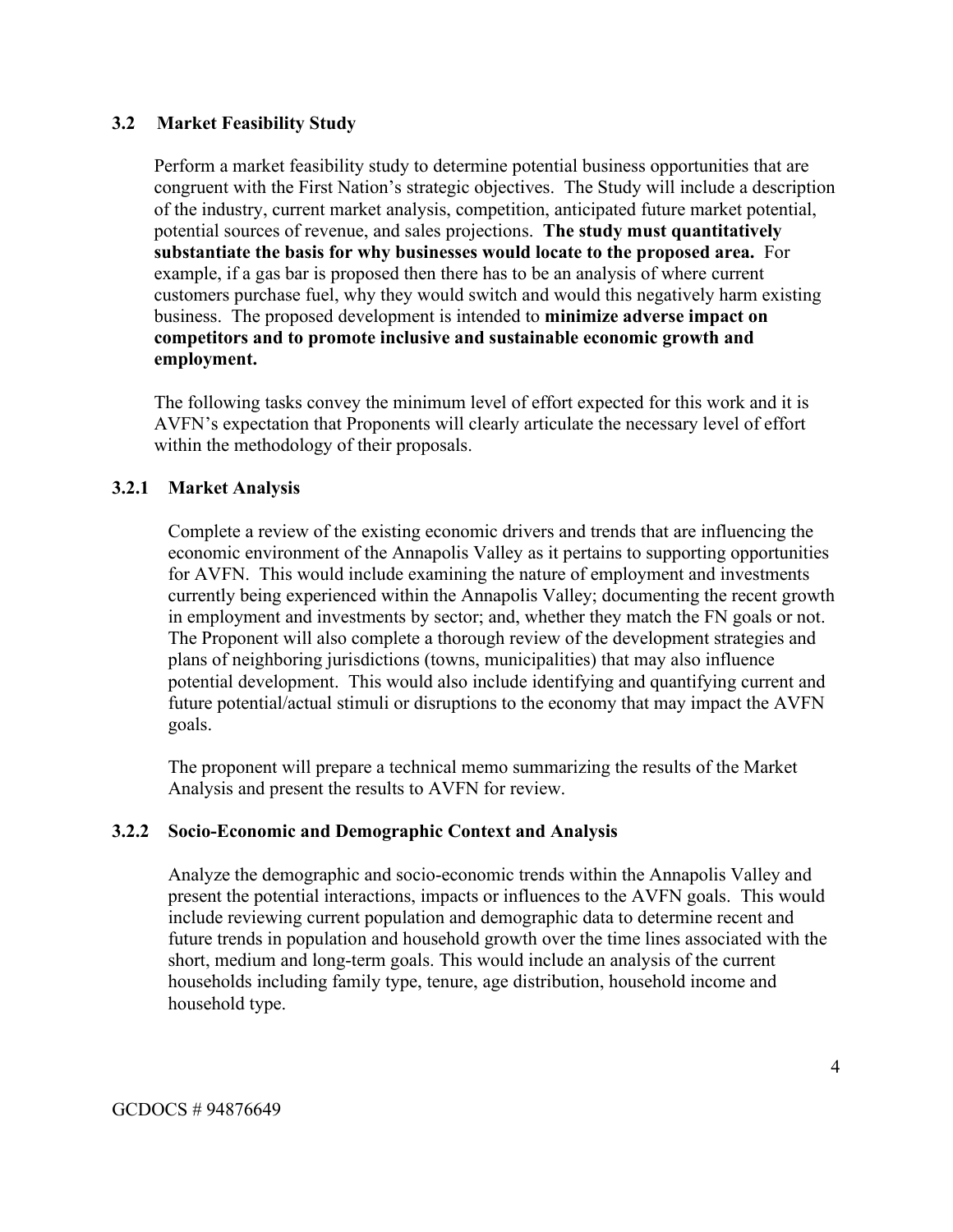### 3.2 Market Feasibility Study

Perform a market feasibility study to determine potential business opportunities that are congruent with the First Nation's strategic objectives. The Study will include a description of the industry, current market analysis, competition, anticipated future market potential, potential sources of revenue, and sales projections. **The study must quantitatively substantiate the basis for why businesses would locate to the proposed area.** For example, if a gas bar is proposed then there has to be an analysis of where current customers purchase fuel, why they would switch and would this negatively harm existing business. The proposed development is intended to **minimize adverse impact on competitors and to promote inclusive and sustainable economic growth and employment.**

The following tasks convey the minimum level of effort expected for this work and it is AVFN's expectation that Proponents will clearly articulate the necessary level of effort within the methodology of their proposals.

#### 3.2.1 Market Analysis

Complete a review of the existing economic drivers and trends that are influencing the economic environment of the Annapolis Valley as it pertains to supporting opportunities for AVFN. This would include examining the nature of employment and investments currently being experienced within the Annapolis Valley; documenting the recent growth in employment and investments by sector; and, whether they match the FN goals or not. The Proponent will also complete a thorough review of the development strategies and plans of neighboring jurisdictions (towns, municipalities) that may also influence potential development. This would also include identifying and quantifying current and future potential/actual stimuli or disruptions to the economy that may impact the AVFN goals.

The proponent will prepare a technical memo summarizing the results of the Market Analysis and present the results to AVFN for review.

#### 3.2.2 Socio-Economic and Demographic Context and Analysis

Analyze the demographic and socio-economic trends within the Annapolis Valley and present the potential interactions, impacts or influences to the AVFN goals. This would include reviewing current population and demographic data to determine recent and future trends in population and household growth over the time lines associated with the short, medium and long-term goals. This would include an analysis of the current households including family type, tenure, age distribution, household income and household type.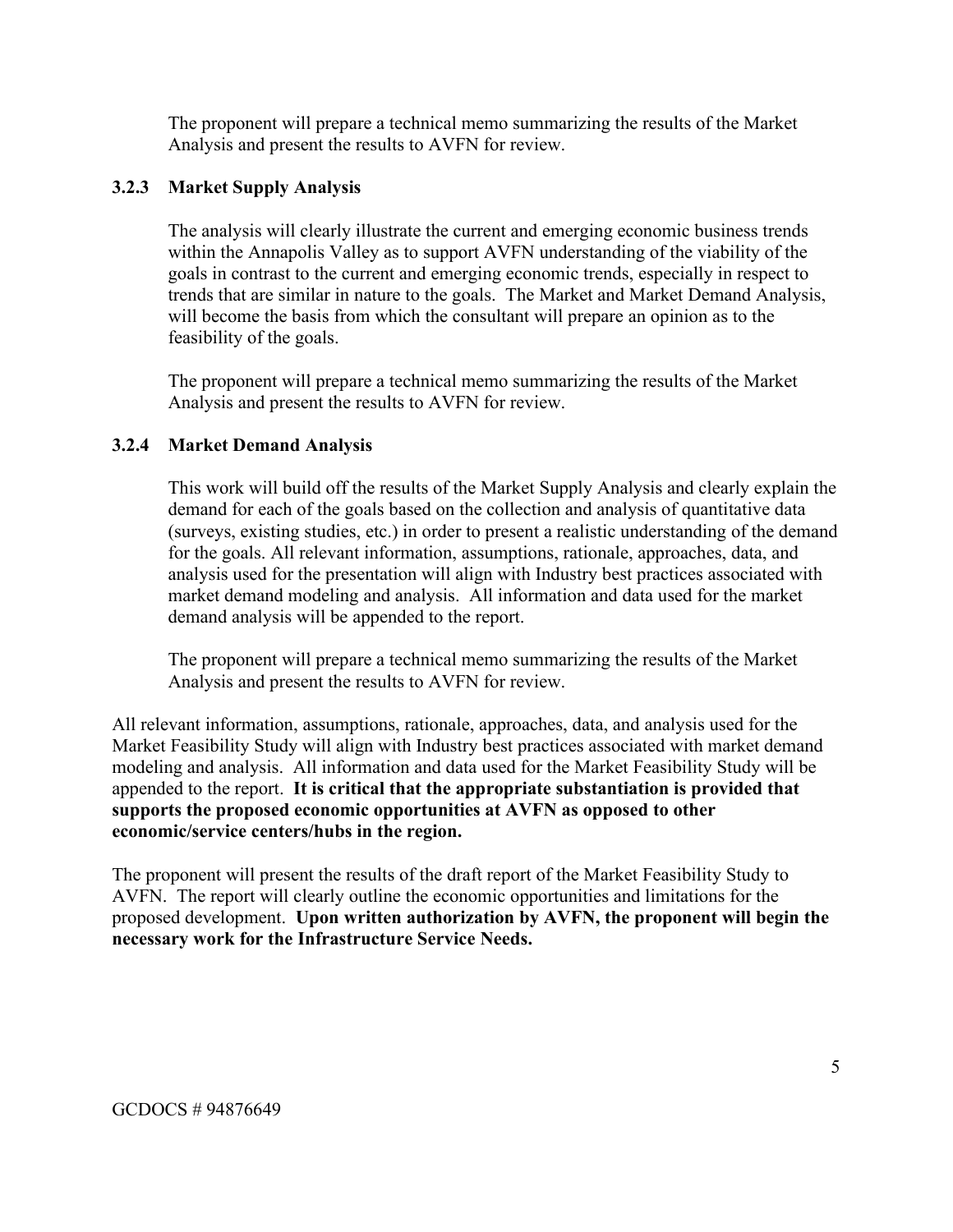The proponent will prepare a technical memo summarizing the results of the Market Analysis and present the results to AVFN for review.

### 3.2.3 Market Supply Analysis

The analysis will clearly illustrate the current and emerging economic business trends within the Annapolis Valley as to support AVFN understanding of the viability of the goals in contrast to the current and emerging economic trends, especially in respect to trends that are similar in nature to the goals. The Market and Market Demand Analysis, will become the basis from which the consultant will prepare an opinion as to the feasibility of the goals.

The proponent will prepare a technical memo summarizing the results of the Market Analysis and present the results to AVFN for review.

### 3.2.4 Market Demand Analysis

This work will build off the results of the Market Supply Analysis and clearly explain the demand for each of the goals based on the collection and analysis of quantitative data (surveys, existing studies, etc.) in order to present a realistic understanding of the demand for the goals. All relevant information, assumptions, rationale, approaches, data, and analysis used for the presentation will align with Industry best practices associated with market demand modeling and analysis. All information and data used for the market demand analysis will be appended to the report.

The proponent will prepare a technical memo summarizing the results of the Market Analysis and present the results to AVFN for review.

All relevant information, assumptions, rationale, approaches, data, and analysis used for the Market Feasibility Study will align with Industry best practices associated with market demand modeling and analysis. All information and data used for the Market Feasibility Study will be appended to the report. **It is critical that the appropriate substantiation is provided that supports the proposed economic opportunities at AVFN as opposed to other economic/service centers/hubs in the region.**

The proponent will present the results of the draft report of the Market Feasibility Study to AVFN. The report will clearly outline the economic opportunities and limitations for the proposed development. **Upon written authorization by AVFN, the proponent will begin the necessary work for the Infrastructure Service Needs.**

GCDOCS # 94876649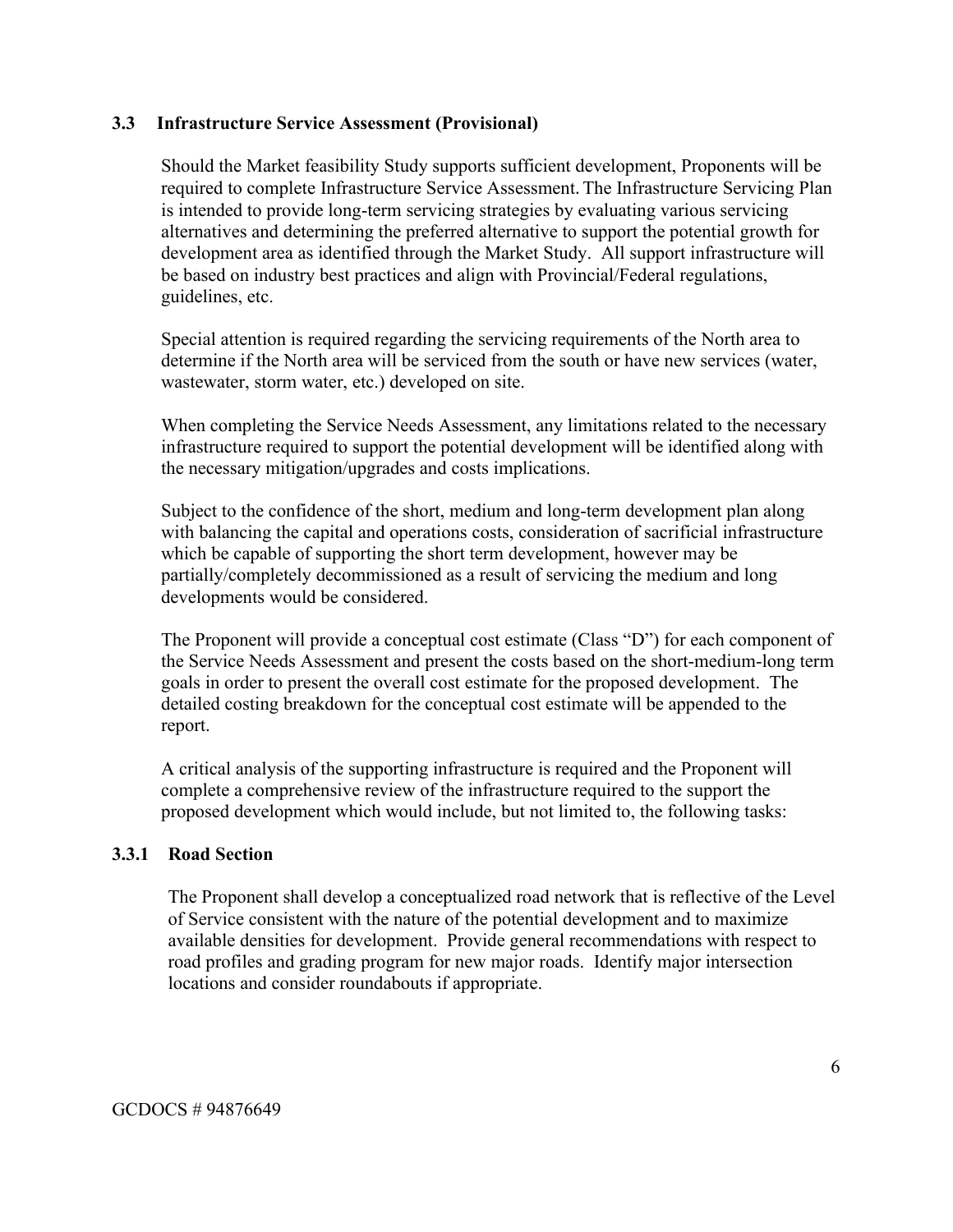### 3.3 Infrastructure Service Assessment (Provisional)

Should the Market feasibility Study supports sufficient development, Proponents will be required to complete Infrastructure Service Assessment. The Infrastructure Servicing Plan is intended to provide long-term servicing strategies by evaluating various servicing alternatives and determining the preferred alternative to support the potential growth for development area as identified through the Market Study. All support infrastructure will be based on industry best practices and align with Provincial/Federal regulations, guidelines, etc.

Special attention is required regarding the servicing requirements of the North area to determine if the North area will be serviced from the south or have new services (water, wastewater, storm water, etc.) developed on site.

When completing the Service Needs Assessment, any limitations related to the necessary infrastructure required to support the potential development will be identified along with the necessary mitigation/upgrades and costs implications.

Subject to the confidence of the short, medium and long-term development plan along with balancing the capital and operations costs, consideration of sacrificial infrastructure which be capable of supporting the short term development, however may be partially/completely decommissioned as a result of servicing the medium and long developments would be considered.

The Proponent will provide a conceptual cost estimate (Class "D") for each component of the Service Needs Assessment and present the costs based on the short-medium-long term goals in order to present the overall cost estimate for the proposed development. The detailed costing breakdown for the conceptual cost estimate will be appended to the report.

A critical analysis of the supporting infrastructure is required and the Proponent will complete a comprehensive review of the infrastructure required to the support the proposed development which would include, but not limited to, the following tasks:

#### 3.3.1 Road Section

The Proponent shall develop a conceptualized road network that is reflective of the Level of Service consistent with the nature of the potential development and to maximize available densities for development. Provide general recommendations with respect to road profiles and grading program for new major roads. Identify major intersection locations and consider roundabouts if appropriate.

GCDOCS # 94876649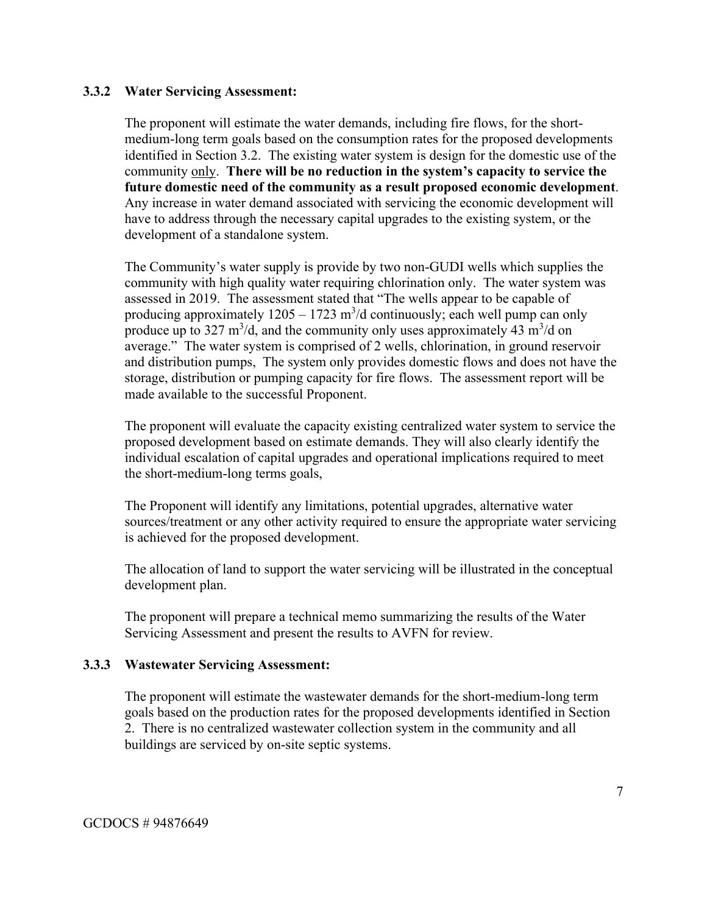### 3.3.2 Water Servicing Assessment:

The proponent will estimate the water demands, including fire flows, for the short-medium-long term goals based on the consumption rates for the proposed developments identified in Section 3.2. The existing water system is design for the domestic use of the community only. **There will be no reduction in the system's capacity to service the future domestic need of the community as a result proposed economic development**. Any increase in water demand associated with servicing the economic development will have to address through the necessary capital upgrades to the existing system, or the development of a standalone system.

The Community's water supply is provide by two non-GUDI wells which supplies the community with high quality water requiring chlorination only. The water system was assessed in 2019. The assessment stated that "The wells appear to be capable of producing approximately 1205 – 1723 $m^3/d$ continuously; each well pump can only produce up to 327 $m^3/d$, and the community only uses approximately 43 $m^3/d$ on average." The water system is comprised of 2 wells, chlorination, in ground reservoir and distribution pumps, The system only provides domestic flows and does not have the storage, distribution or pumping capacity for fire flows. The assessment report will be made available to the successful Proponent.

The proponent will evaluate the capacity existing centralized water system to service the proposed development based on estimate demands. They will also clearly identify the individual escalation of capital upgrades and operational implications required to meet the short-medium-long terms goals,

The Proponent will identify any limitations, potential upgrades, alternative water sources/treatment or any other activity required to ensure the appropriate water servicing is achieved for the proposed development.

The allocation of land to support the water servicing will be illustrated in the conceptual development plan.

The proponent will prepare a technical memo summarizing the results of the Water Servicing Assessment and present the results to AVFN for review.

### 3.3.3 Wastewater Servicing Assessment:

The proponent will estimate the wastewater demands for the short-medium-long term goals based on the production rates for the proposed developments identified in Section 2. There is no centralized wastewater collection system in the community and all buildings are serviced by on-site septic systems.

GCDOCS # 94876649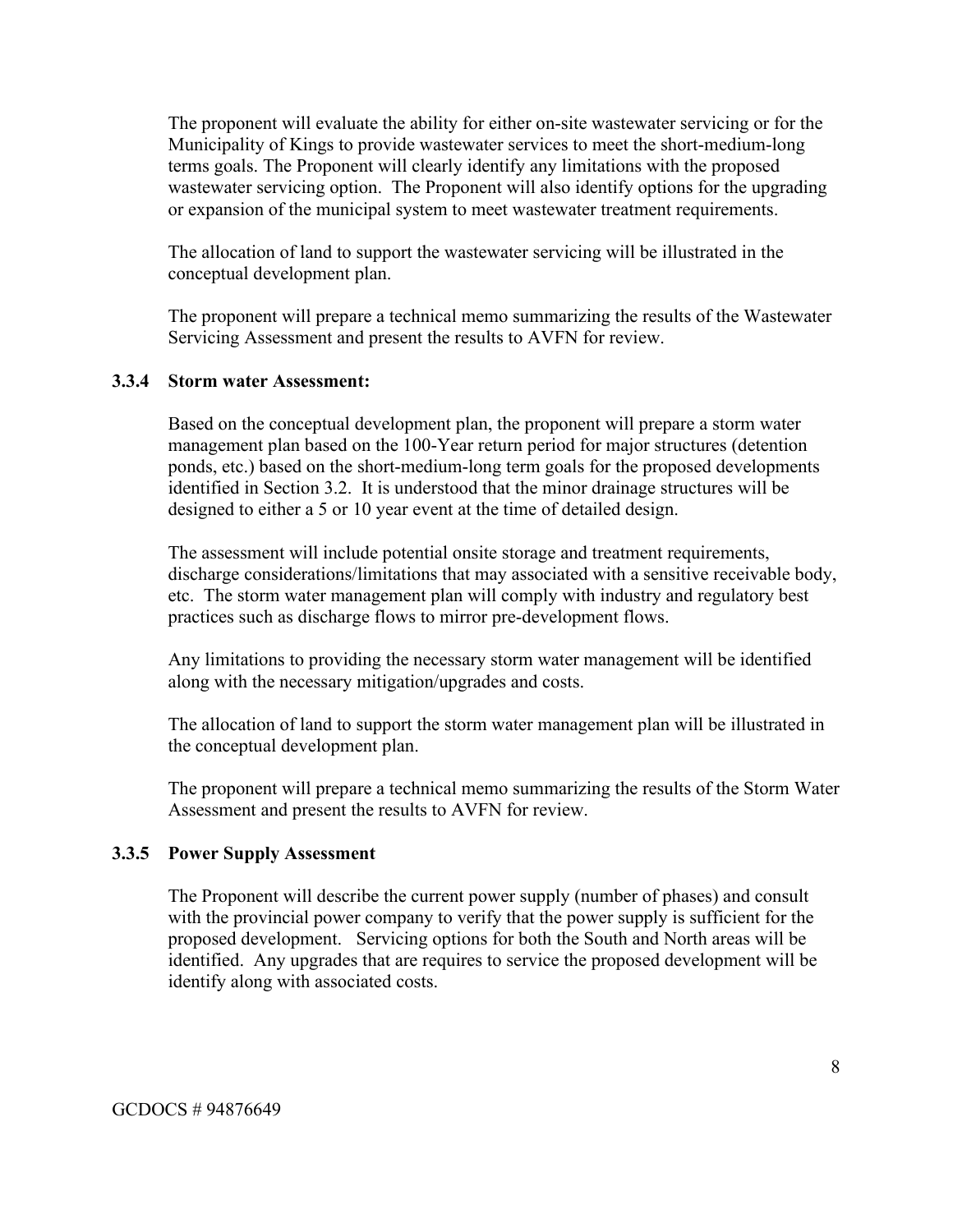The proponent will evaluate the ability for either on-site wastewater servicing or for the Municipality of Kings to provide wastewater services to meet the short-medium-long terms goals. The Proponent will clearly identify any limitations with the proposed wastewater servicing option. The Proponent will also identify options for the upgrading or expansion of the municipal system to meet wastewater treatment requirements.

The allocation of land to support the wastewater servicing will be illustrated in the conceptual development plan.

The proponent will prepare a technical memo summarizing the results of the Wastewater Servicing Assessment and present the results to AVFN for review.

### 3.3.4 Storm water Assessment:

Based on the conceptual development plan, the proponent will prepare a storm water management plan based on the 100-Year return period for major structures (detention ponds, etc.) based on the short-medium-long term goals for the proposed developments identified in Section 3.2. It is understood that the minor drainage structures will be designed to either a 5 or 10 year event at the time of detailed design.

The assessment will include potential onsite storage and treatment requirements, discharge considerations/limitations that may associated with a sensitive receivable body, etc. The storm water management plan will comply with industry and regulatory best practices such as discharge flows to mirror pre-development flows.

Any limitations to providing the necessary storm water management will be identified along with the necessary mitigation/upgrades and costs.

The allocation of land to support the storm water management plan will be illustrated in the conceptual development plan.

The proponent will prepare a technical memo summarizing the results of the Storm Water Assessment and present the results to AVFN for review.

### 3.3.5 Power Supply Assessment

The Proponent will describe the current power supply (number of phases) and consult with the provincial power company to verify that the power supply is sufficient for the proposed development. Servicing options for both the South and North areas will be identified. Any upgrades that are requires to service the proposed development will be identify along with associated costs.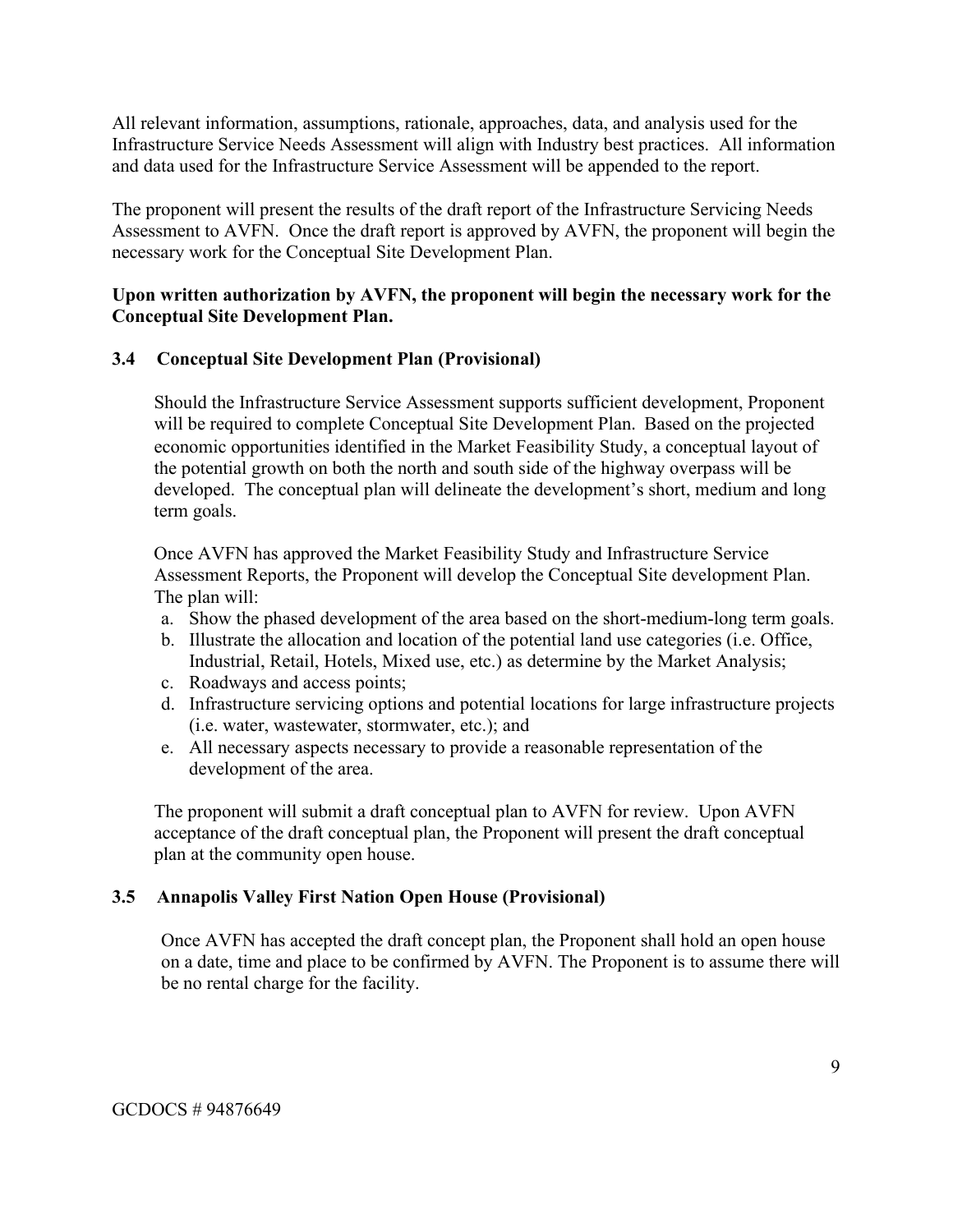All relevant information, assumptions, rationale, approaches, data, and analysis used for the Infrastructure Service Needs Assessment will align with Industry best practices. All information and data used for the Infrastructure Service Assessment will be appended to the report.

The proponent will present the results of the draft report of the Infrastructure Servicing Needs Assessment to AVFN. Once the draft report is approved by AVFN, the proponent will begin the necessary work for the Conceptual Site Development Plan.

**Upon written authorization by AVFN, the proponent will begin the necessary work for the Conceptual Site Development Plan.**

### 3.4 Conceptual Site Development Plan (Provisional)

Should the Infrastructure Service Assessment supports sufficient development, Proponent will be required to complete Conceptual Site Development Plan. Based on the projected economic opportunities identified in the Market Feasibility Study, a conceptual layout of the potential growth on both the north and south side of the highway overpass will be developed. The conceptual plan will delineate the development's short, medium and long term goals.

Once AVFN has approved the Market Feasibility Study and Infrastructure Service Assessment Reports, the Proponent will develop the Conceptual Site development Plan. The plan will:

a. Show the phased development of the area based on the short-medium-long term goals.
b. Illustrate the allocation and location of the potential land use categories (i.e. Office, Industrial, Retail, Hotels, Mixed use, etc.) as determine by the Market Analysis;
c. Roadways and access points;
d. Infrastructure servicing options and potential locations for large infrastructure projects (i.e. water, wastewater, stormwater, etc.); and
e. All necessary aspects necessary to provide a reasonable representation of the development of the area.

The proponent will submit a draft conceptual plan to AVFN for review. Upon AVFN acceptance of the draft conceptual plan, the Proponent will present the draft conceptual plan at the community open house.

### 3.5 Annapolis Valley First Nation Open House (Provisional)

Once AVFN has accepted the draft concept plan, the Proponent shall hold an open house on a date, time and place to be confirmed by AVFN. The Proponent is to assume there will be no rental charge for the facility.

GCDOCS # 94876649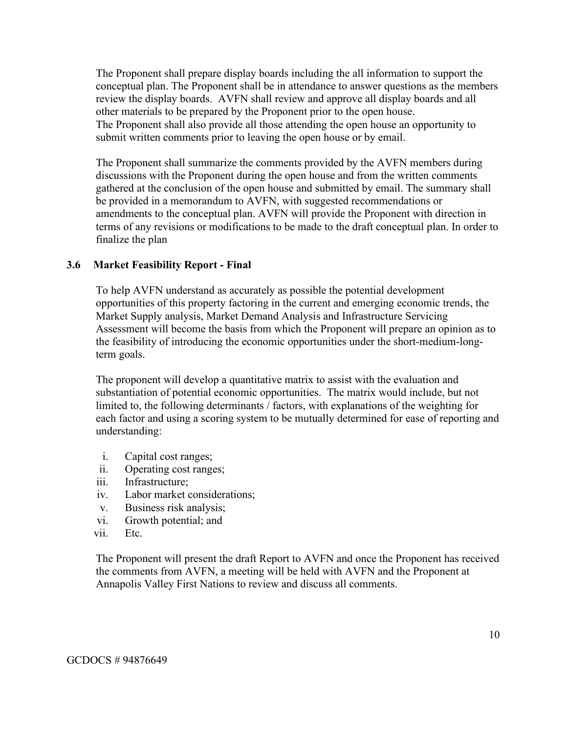The Proponent shall prepare display boards including the all information to support the conceptual plan. The Proponent shall be in attendance to answer questions as the members review the display boards. AVFN shall review and approve all display boards and all other materials to be prepared by the Proponent prior to the open house.
The Proponent shall also provide all those attending the open house an opportunity to submit written comments prior to leaving the open house or by email.

The Proponent shall summarize the comments provided by the AVFN members during discussions with the Proponent during the open house and from the written comments gathered at the conclusion of the open house and submitted by email. The summary shall be provided in a memorandum to AVFN, with suggested recommendations or amendments to the conceptual plan. AVFN will provide the Proponent with direction in terms of any revisions or modifications to be made to the draft conceptual plan. In order to finalize the plan

### 3.6 Market Feasibility Report - Final

To help AVFN understand as accurately as possible the potential development opportunities of this property factoring in the current and emerging economic trends, the Market Supply analysis, Market Demand Analysis and Infrastructure Servicing Assessment will become the basis from which the Proponent will prepare an opinion as to the feasibility of introducing the economic opportunities under the short-medium-long-term goals.

The proponent will develop a quantitative matrix to assist with the evaluation and substantiation of potential economic opportunities. The matrix would include, but not limited to, the following determinants / factors, with explanations of the weighting for each factor and using a scoring system to be mutually determined for ease of reporting and understanding:

i. Capital cost ranges;
ii. Operating cost ranges;
iii. Infrastructure;
iv. Labor market considerations;
v. Business risk analysis;
vi. Growth potential; and
vii. Etc.

The Proponent will present the draft Report to AVFN and once the Proponent has received the comments from AVFN, a meeting will be held with AVFN and the Proponent at Annapolis Valley First Nations to review and discuss all comments.

GCDOCS # 94876649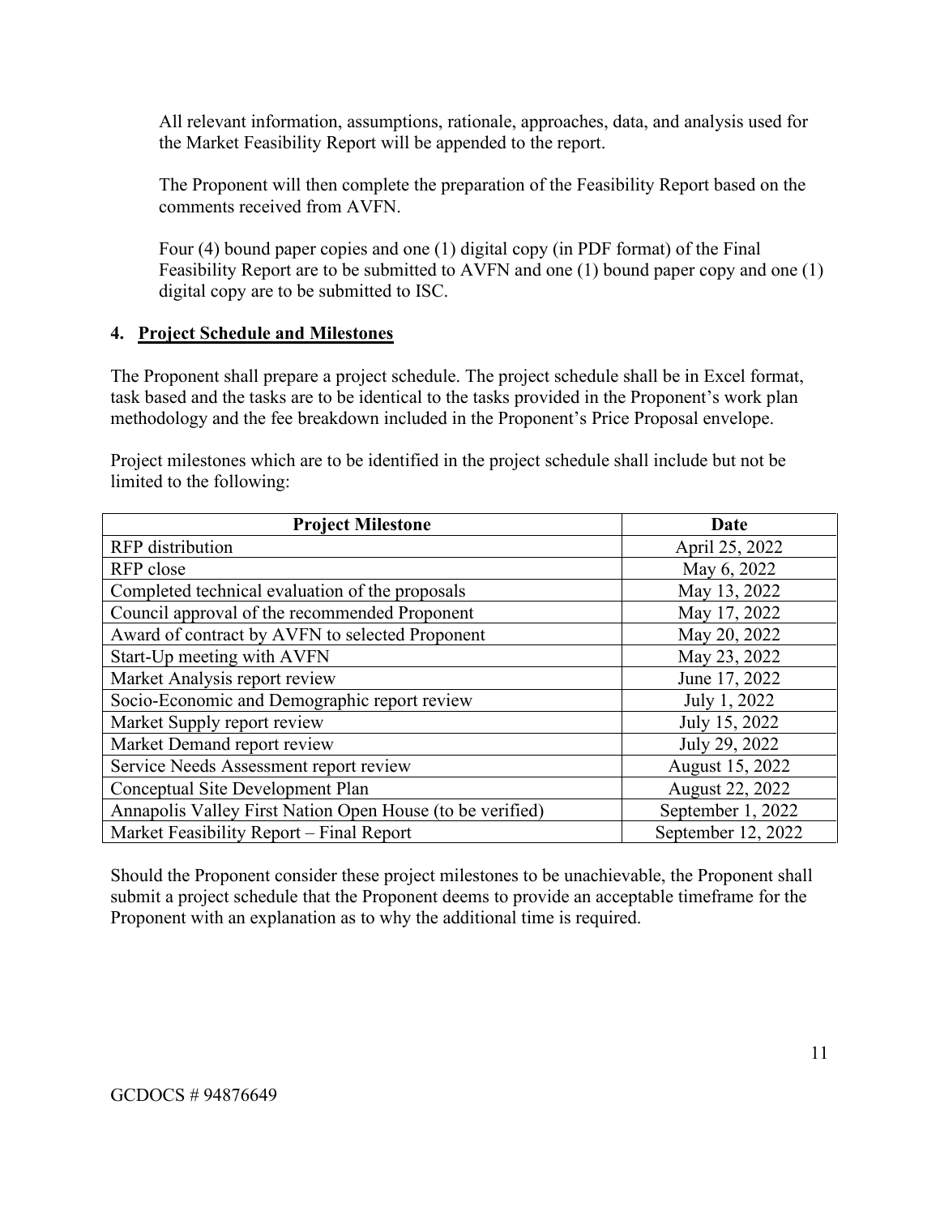All relevant information, assumptions, rationale, approaches, data, and analysis used for the Market Feasibility Report will be appended to the report.

The Proponent will then complete the preparation of the Feasibility Report based on the comments received from AVFN.

Four (4) bound paper copies and one (1) digital copy (in PDF format) of the Final Feasibility Report are to be submitted to AVFN and one (1) bound paper copy and one (1) digital copy are to be submitted to ISC.

## 4. Project Schedule and Milestones

The Proponent shall prepare a project schedule. The project schedule shall be in Excel format, task based and the tasks are to be identical to the tasks provided in the Proponent's work plan methodology and the fee breakdown included in the Proponent's Price Proposal envelope.

Project milestones which are to be identified in the project schedule shall include but not be limited to the following:

| Project Milestone | Date |
| --- | --- |
| RFP distribution | April 25, 2022 |
| RFP close | May 6, 2022 |
| Completed technical evaluation of the proposals | May 13, 2022 |
| Council approval of the recommended Proponent | May 17, 2022 |
| Award of contract by AVFN to selected Proponent | May 20, 2022 |
| Start-Up meeting with AVFN | May 23, 2022 |
| Market Analysis report review | June 17, 2022 |
| Socio-Economic and Demographic report review | July 1, 2022 |
| Market Supply report review | July 15, 2022 |
| Market Demand report review | July 29, 2022 |
| Service Needs Assessment report review | August 15, 2022 |
| Conceptual Site Development Plan | August 22, 2022 |
| Annapolis Valley First Nation Open House (to be verified) | September 1, 2022 |
| Market Feasibility Report – Final Report | September 12, 2022 |

Should the Proponent consider these project milestones to be unachievable, the Proponent shall submit a project schedule that the Proponent deems to provide an acceptable timeframe for the Proponent with an explanation as to why the additional time is required.

GCDOCS # 94876649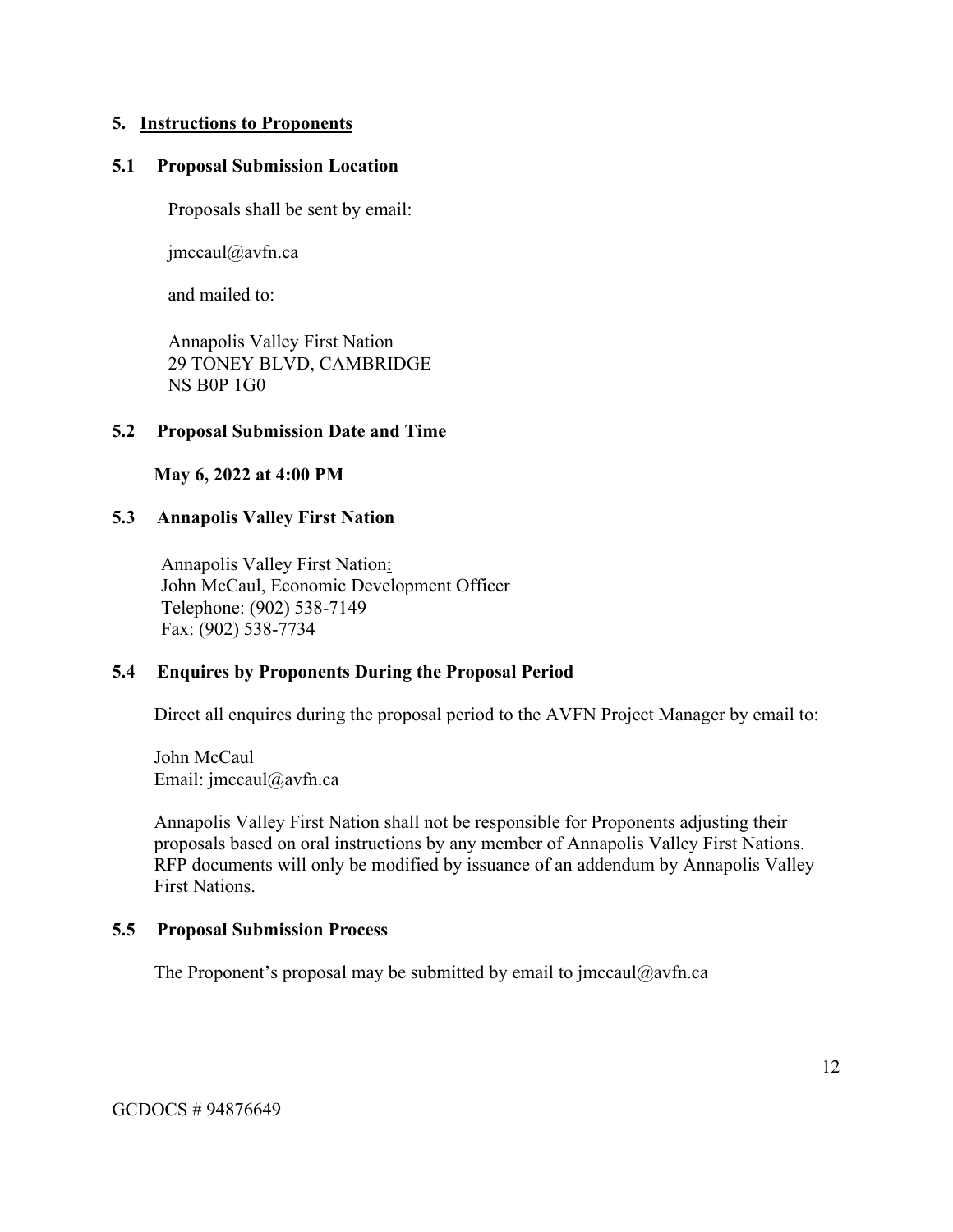## 5. Instructions to Proponents

### 5.1 Proposal Submission Location

Proposals shall be sent by email:

jmccaul@avfn.ca

and mailed to:

Annapolis Valley First Nation  
29 TONEY BLVD, CAMBRIDGE  
NS B0P 1G0

### 5.2 Proposal Submission Date and Time

**May 6, 2022 at 4:00 PM**

### 5.3 Annapolis Valley First Nation

Annapolis Valley First Nation:  
John McCaul, Economic Development Officer  
Telephone: (902) 538-7149  
Fax: (902) 538-7734

### 5.4 Enquires by Proponents During the Proposal Period

Direct all enquires during the proposal period to the AVFN Project Manager by email to:

John McCaul  
Email: jmccaul@avfn.ca

Annapolis Valley First Nation shall not be responsible for Proponents adjusting their proposals based on oral instructions by any member of Annapolis Valley First Nations. RFP documents will only be modified by issuance of an addendum by Annapolis Valley First Nations.

### 5.5 Proposal Submission Process

The Proponent's proposal may be submitted by email to jmccaul@avfn.ca

GCDOCS # 94876649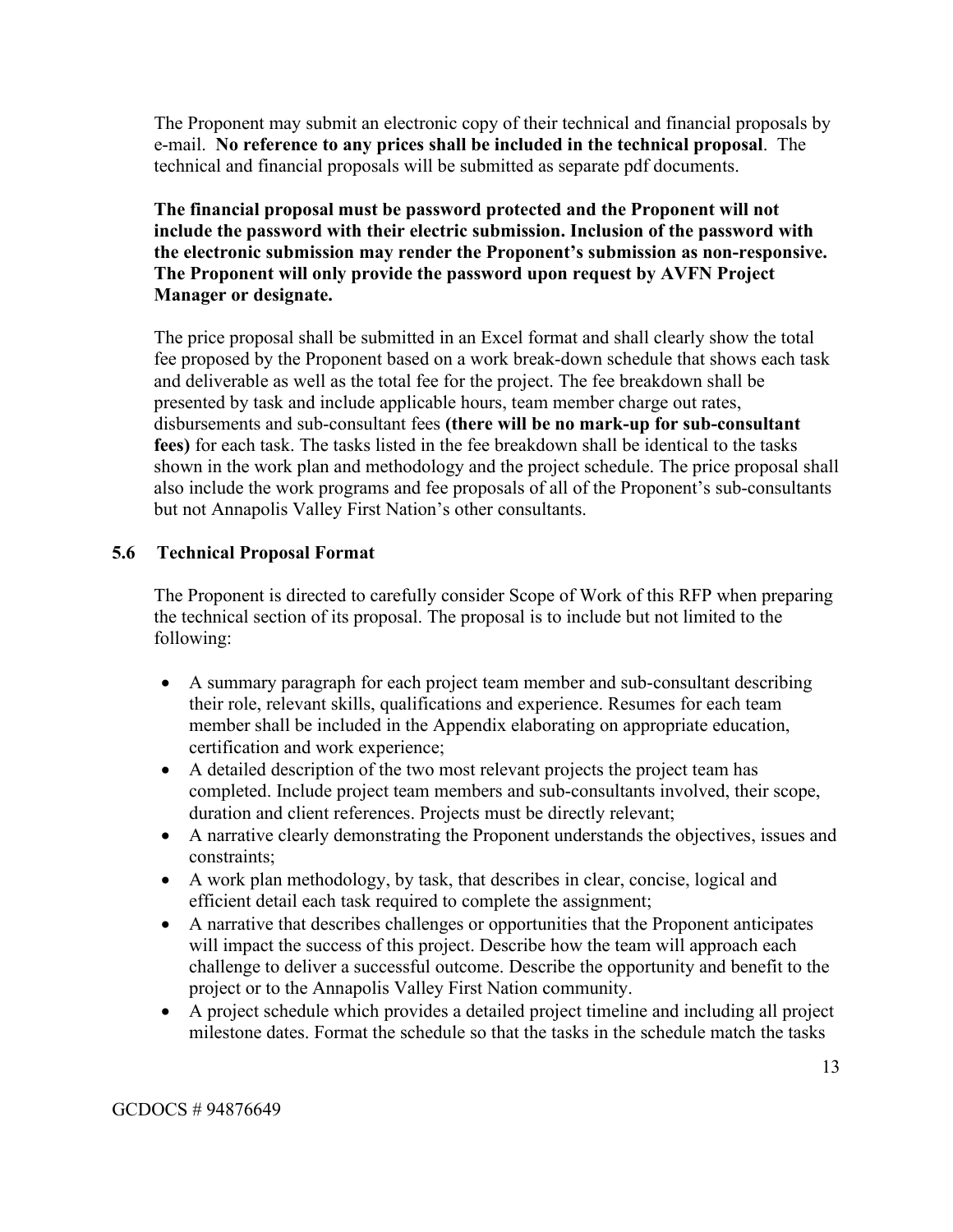The Proponent may submit an electronic copy of their technical and financial proposals by e-mail. **No reference to any prices shall be included in the technical proposal**. The technical and financial proposals will be submitted as separate pdf documents.

**The financial proposal must be password protected and the Proponent will not include the password with their electric submission. Inclusion of the password with the electronic submission may render the Proponent's submission as non-responsive. The Proponent will only provide the password upon request by AVFN Project Manager or designate.**

The price proposal shall be submitted in an Excel format and shall clearly show the total fee proposed by the Proponent based on a work break-down schedule that shows each task and deliverable as well as the total fee for the project. The fee breakdown shall be presented by task and include applicable hours, team member charge out rates, disbursements and sub-consultant fees **(there will be no mark-up for sub-consultant fees)** for each task. The tasks listed in the fee breakdown shall be identical to the tasks shown in the work plan and methodology and the project schedule. The price proposal shall also include the work programs and fee proposals of all of the Proponent's sub-consultants but not Annapolis Valley First Nation's other consultants.

### 5.6 Technical Proposal Format

The Proponent is directed to carefully consider Scope of Work of this RFP when preparing the technical section of its proposal. The proposal is to include but not limited to the following:

- A summary paragraph for each project team member and sub-consultant describing their role, relevant skills, qualifications and experience. Resumes for each team member shall be included in the Appendix elaborating on appropriate education, certification and work experience;
- A detailed description of the two most relevant projects the project team has completed. Include project team members and sub-consultants involved, their scope, duration and client references. Projects must be directly relevant;
- A narrative clearly demonstrating the Proponent understands the objectives, issues and constraints;
- A work plan methodology, by task, that describes in clear, concise, logical and efficient detail each task required to complete the assignment;
- A narrative that describes challenges or opportunities that the Proponent anticipates will impact the success of this project. Describe how the team will approach each challenge to deliver a successful outcome. Describe the opportunity and benefit to the project or to the Annapolis Valley First Nation community.
- A project schedule which provides a detailed project timeline and including all project milestone dates. Format the schedule so that the tasks in the schedule match the tasks

GCDOCS # 94876649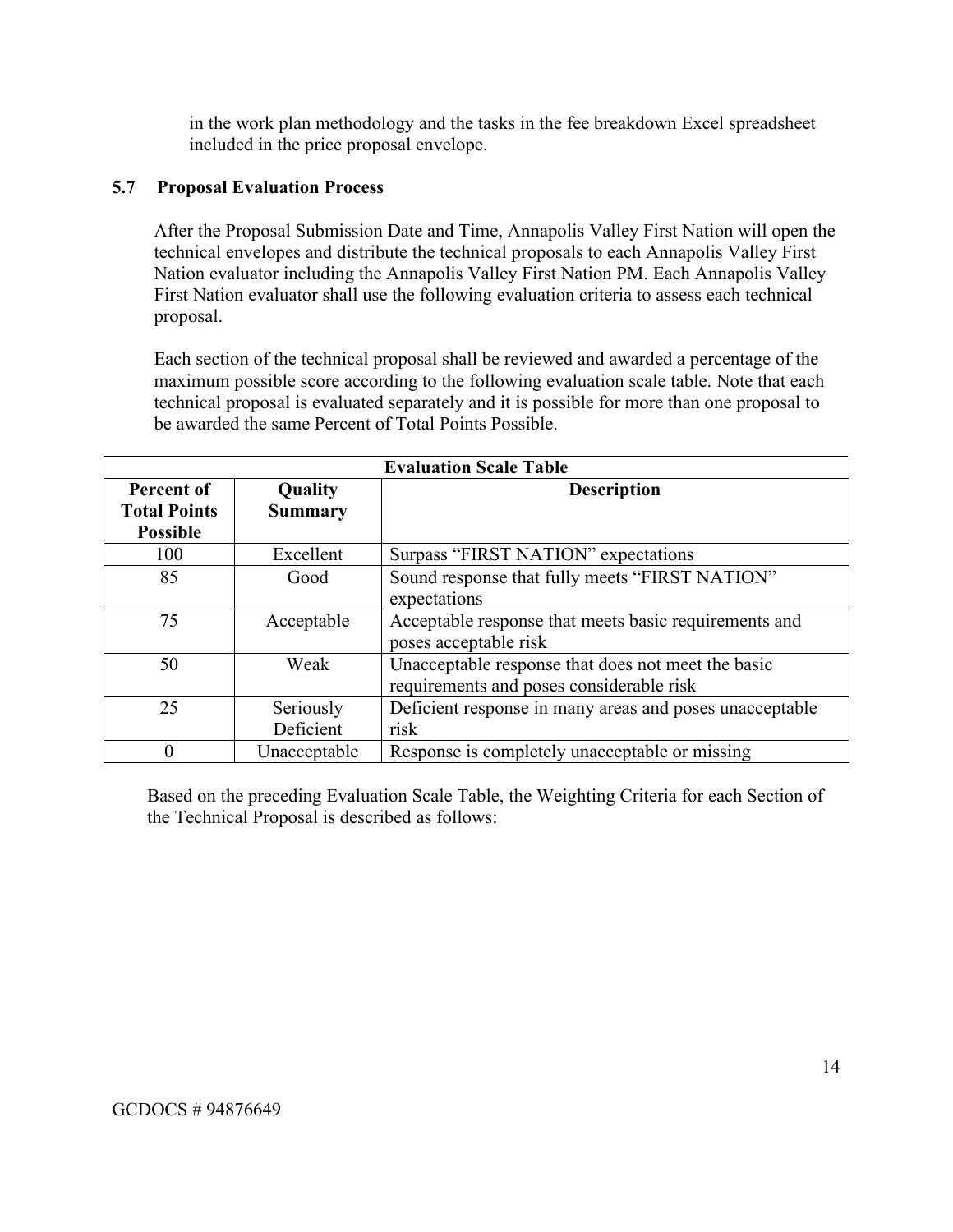in the work plan methodology and the tasks in the fee breakdown Excel spreadsheet included in the price proposal envelope.

### 5.7 Proposal Evaluation Process

After the Proposal Submission Date and Time, Annapolis Valley First Nation will open the technical envelopes and distribute the technical proposals to each Annapolis Valley First Nation evaluator including the Annapolis Valley First Nation PM. Each Annapolis Valley First Nation evaluator shall use the following evaluation criteria to assess each technical proposal.

Each section of the technical proposal shall be reviewed and awarded a percentage of the maximum possible score according to the following evaluation scale table. Note that each technical proposal is evaluated separately and it is possible for more than one proposal to be awarded the same Percent of Total Points Possible.

| **Evaluation Scale Table** | | |
|---|---|---|
| **Percent of Total Points Possible** | **Quality Summary** | **Description** |
| 100 | Excellent | Surpass “FIRST NATION” expectations |
| 85 | Good | Sound response that fully meets “FIRST NATION” expectations |
| 75 | Acceptable | Acceptable response that meets basic requirements and poses acceptable risk |
| 50 | Weak | Unacceptable response that does not meet the basic requirements and poses considerable risk |
| 25 | Seriously Deficient | Deficient response in many areas and poses unacceptable risk |
| 0 | Unacceptable | Response is completely unacceptable or missing |

Based on the preceding Evaluation Scale Table, the Weighting Criteria for each Section of the Technical Proposal is described as follows:

GCDOCS # 94876649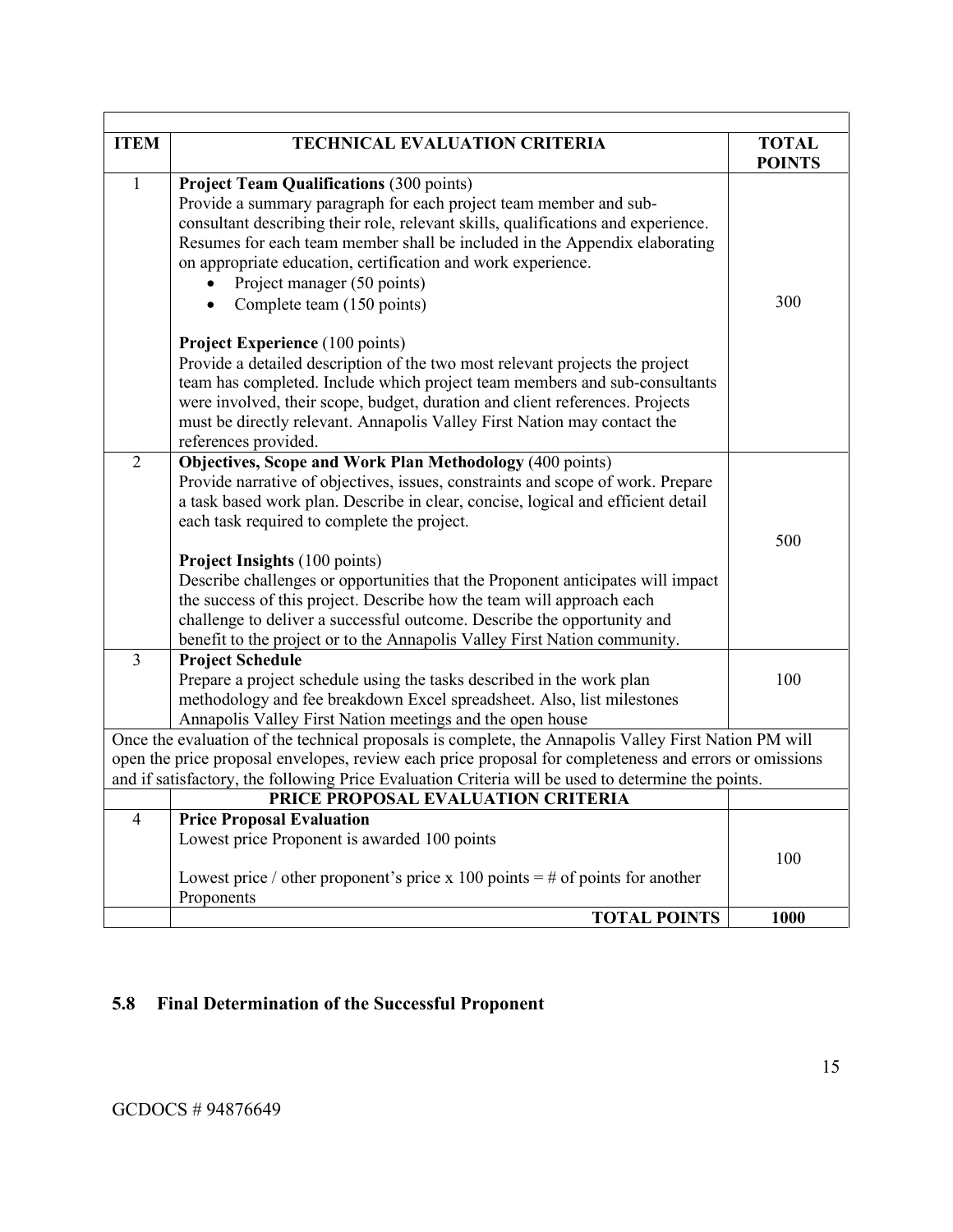| ITEM | TECHNICAL EVALUATION CRITERIA | TOTAL POINTS |
|---|---|---|
| 1 | **Project Team Qualifications** (300 points)<br>Provide a summary paragraph for each project team member and sub-consultant describing their role, relevant skills, qualifications and experience. Resumes for each team member shall be included in the Appendix elaborating on appropriate education, certification and work experience.<br>• Project manager (50 points)<br>• Complete team (150 points)<br><br>**Project Experience** (100 points)<br>Provide a detailed description of the two most relevant projects the project team has completed. Include which project team members and sub-consultants were involved, their scope, budget, duration and client references. Projects must be directly relevant. Annapolis Valley First Nation may contact the references provided. | 300 |
| 2 | **Objectives, Scope and Work Plan Methodology** (400 points)<br>Provide narrative of objectives, issues, constraints and scope of work. Prepare a task based work plan. Describe in clear, concise, logical and efficient detail each task required to complete the project.<br><br>**Project Insights** (100 points)<br>Describe challenges or opportunities that the Proponent anticipates will impact the success of this project. Describe how the team will approach each challenge to deliver a successful outcome. Describe the opportunity and benefit to the project or to the Annapolis Valley First Nation community. | 500 |
| 3 | **Project Schedule**<br>Prepare a project schedule using the tasks described in the work plan methodology and fee breakdown Excel spreadsheet. Also, list milestones Annapolis Valley First Nation meetings and the open house | 100 |
| Once the evaluation of the technical proposals is complete, the Annapolis Valley First Nation PM will open the price proposal envelopes, review each price proposal for completeness and errors or omissions and if satisfactory, the following Price Evaluation Criteria will be used to determine the points. | | |
| | **PRICE PROPOSAL EVALUATION CRITERIA** | |
| 4 | **Price Proposal Evaluation**<br>Lowest price Proponent is awarded 100 points<br><br>Lowest price / other proponent's price x 100 points = # of points for another Proponents | 100 |
| | **TOTAL POINTS** | **1000** |

## 5.8 Final Determination of the Successful Proponent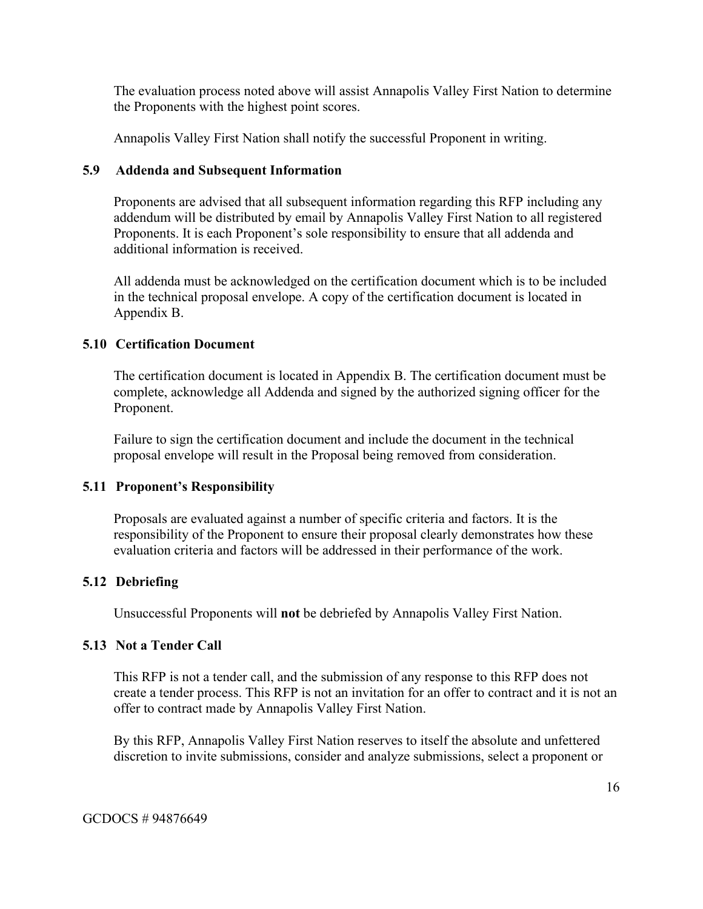The evaluation process noted above will assist Annapolis Valley First Nation to determine the Proponents with the highest point scores.

Annapolis Valley First Nation shall notify the successful Proponent in writing.

### 5.9 Addenda and Subsequent Information

Proponents are advised that all subsequent information regarding this RFP including any addendum will be distributed by email by Annapolis Valley First Nation to all registered Proponents. It is each Proponent's sole responsibility to ensure that all addenda and additional information is received.

All addenda must be acknowledged on the certification document which is to be included in the technical proposal envelope. A copy of the certification document is located in Appendix B.

### 5.10 Certification Document

The certification document is located in Appendix B. The certification document must be complete, acknowledge all Addenda and signed by the authorized signing officer for the Proponent.

Failure to sign the certification document and include the document in the technical proposal envelope will result in the Proposal being removed from consideration.

### 5.11 Proponent's Responsibility

Proposals are evaluated against a number of specific criteria and factors. It is the responsibility of the Proponent to ensure their proposal clearly demonstrates how these evaluation criteria and factors will be addressed in their performance of the work.

### 5.12 Debriefing

Unsuccessful Proponents will **not** be debriefed by Annapolis Valley First Nation.

### 5.13 Not a Tender Call

This RFP is not a tender call, and the submission of any response to this RFP does not create a tender process. This RFP is not an invitation for an offer to contract and it is not an offer to contract made by Annapolis Valley First Nation.

By this RFP, Annapolis Valley First Nation reserves to itself the absolute and unfettered discretion to invite submissions, consider and analyze submissions, select a proponent or

GCDOCS # 94876649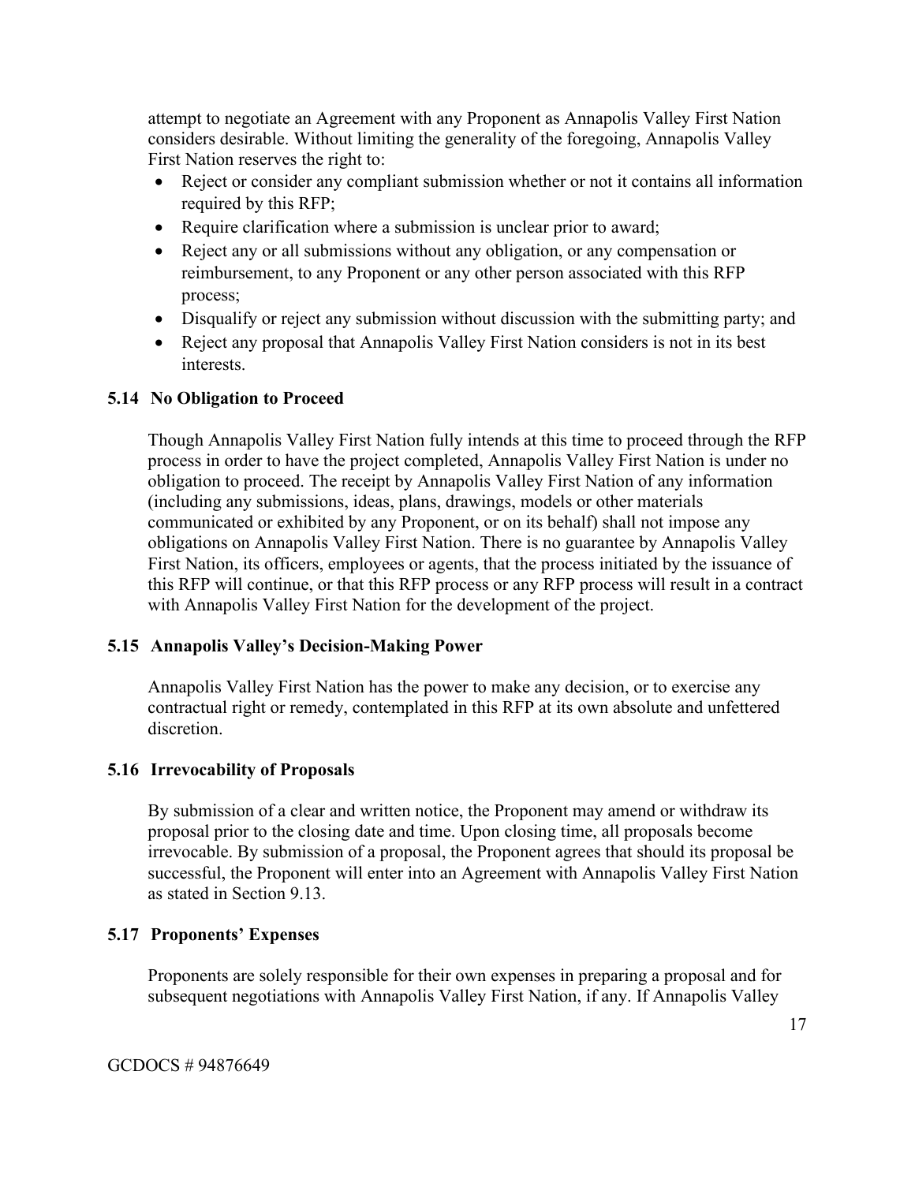attempt to negotiate an Agreement with any Proponent as Annapolis Valley First Nation considers desirable. Without limiting the generality of the foregoing, Annapolis Valley First Nation reserves the right to:

- Reject or consider any compliant submission whether or not it contains all information required by this RFP;
- Require clarification where a submission is unclear prior to award;
- Reject any or all submissions without any obligation, or any compensation or reimbursement, to any Proponent or any other person associated with this RFP process;
- Disqualify or reject any submission without discussion with the submitting party; and
- Reject any proposal that Annapolis Valley First Nation considers is not in its best interests.

### 5.14 No Obligation to Proceed

Though Annapolis Valley First Nation fully intends at this time to proceed through the RFP process in order to have the project completed, Annapolis Valley First Nation is under no obligation to proceed. The receipt by Annapolis Valley First Nation of any information (including any submissions, ideas, plans, drawings, models or other materials communicated or exhibited by any Proponent, or on its behalf) shall not impose any obligations on Annapolis Valley First Nation. There is no guarantee by Annapolis Valley First Nation, its officers, employees or agents, that the process initiated by the issuance of this RFP will continue, or that this RFP process or any RFP process will result in a contract with Annapolis Valley First Nation for the development of the project.

### 5.15 Annapolis Valley's Decision-Making Power

Annapolis Valley First Nation has the power to make any decision, or to exercise any contractual right or remedy, contemplated in this RFP at its own absolute and unfettered discretion.

### 5.16 Irrevocability of Proposals

By submission of a clear and written notice, the Proponent may amend or withdraw its proposal prior to the closing date and time. Upon closing time, all proposals become irrevocable. By submission of a proposal, the Proponent agrees that should its proposal be successful, the Proponent will enter into an Agreement with Annapolis Valley First Nation as stated in Section 9.13.

### 5.17 Proponents' Expenses

Proponents are solely responsible for their own expenses in preparing a proposal and for subsequent negotiations with Annapolis Valley First Nation, if any. If Annapolis Valley

GCDOCS # 94876649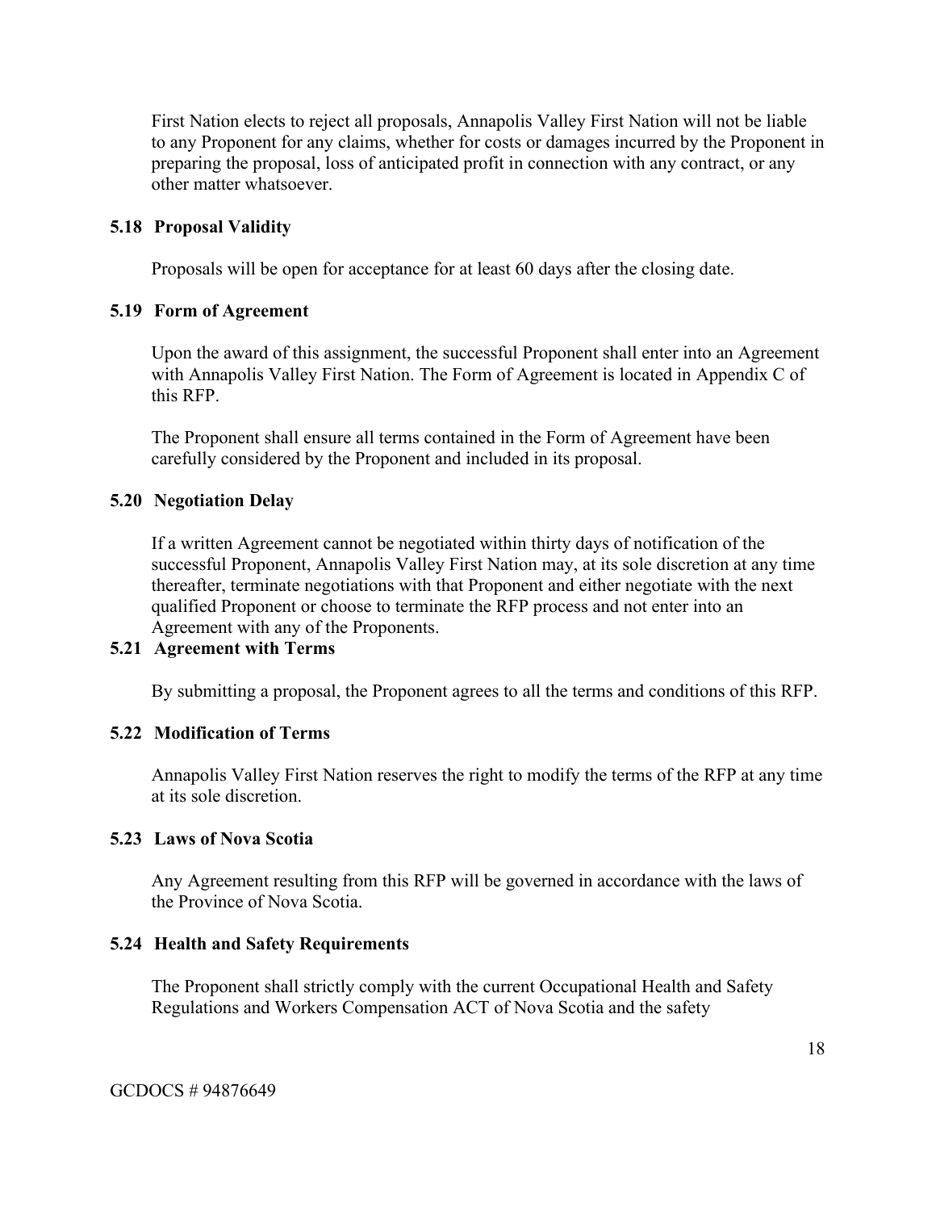First Nation elects to reject all proposals, Annapolis Valley First Nation will not be liable to any Proponent for any claims, whether for costs or damages incurred by the Proponent in preparing the proposal, loss of anticipated profit in connection with any contract, or any other matter whatsoever.

### 5.18 Proposal Validity

Proposals will be open for acceptance for at least 60 days after the closing date.

### 5.19 Form of Agreement

Upon the award of this assignment, the successful Proponent shall enter into an Agreement with Annapolis Valley First Nation. The Form of Agreement is located in Appendix C of this RFP.

The Proponent shall ensure all terms contained in the Form of Agreement have been carefully considered by the Proponent and included in its proposal.

### 5.20 Negotiation Delay

If a written Agreement cannot be negotiated within thirty days of notification of the successful Proponent, Annapolis Valley First Nation may, at its sole discretion at any time thereafter, terminate negotiations with that Proponent and either negotiate with the next qualified Proponent or choose to terminate the RFP process and not enter into an Agreement with any of the Proponents.

### 5.21 Agreement with Terms

By submitting a proposal, the Proponent agrees to all the terms and conditions of this RFP.

### 5.22 Modification of Terms

Annapolis Valley First Nation reserves the right to modify the terms of the RFP at any time at its sole discretion.

### 5.23 Laws of Nova Scotia

Any Agreement resulting from this RFP will be governed in accordance with the laws of the Province of Nova Scotia.

### 5.24 Health and Safety Requirements

The Proponent shall strictly comply with the current Occupational Health and Safety Regulations and Workers Compensation ACT of Nova Scotia and the safety

GCDOCS # 94876649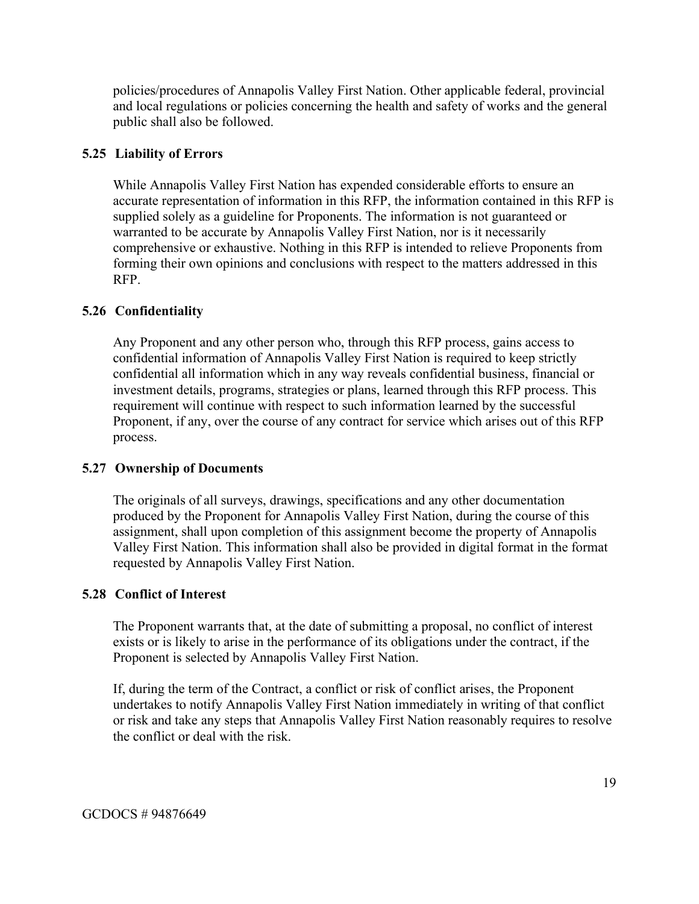policies/procedures of Annapolis Valley First Nation. Other applicable federal, provincial and local regulations or policies concerning the health and safety of works and the general public shall also be followed.

### 5.25 Liability of Errors

While Annapolis Valley First Nation has expended considerable efforts to ensure an accurate representation of information in this RFP, the information contained in this RFP is supplied solely as a guideline for Proponents. The information is not guaranteed or warranted to be accurate by Annapolis Valley First Nation, nor is it necessarily comprehensive or exhaustive. Nothing in this RFP is intended to relieve Proponents from forming their own opinions and conclusions with respect to the matters addressed in this RFP.

### 5.26 Confidentiality

Any Proponent and any other person who, through this RFP process, gains access to confidential information of Annapolis Valley First Nation is required to keep strictly confidential all information which in any way reveals confidential business, financial or investment details, programs, strategies or plans, learned through this RFP process. This requirement will continue with respect to such information learned by the successful Proponent, if any, over the course of any contract for service which arises out of this RFP process.

### 5.27 Ownership of Documents

The originals of all surveys, drawings, specifications and any other documentation produced by the Proponent for Annapolis Valley First Nation, during the course of this assignment, shall upon completion of this assignment become the property of Annapolis Valley First Nation. This information shall also be provided in digital format in the format requested by Annapolis Valley First Nation.

### 5.28 Conflict of Interest

The Proponent warrants that, at the date of submitting a proposal, no conflict of interest exists or is likely to arise in the performance of its obligations under the contract, if the Proponent is selected by Annapolis Valley First Nation.

If, during the term of the Contract, a conflict or risk of conflict arises, the Proponent undertakes to notify Annapolis Valley First Nation immediately in writing of that conflict or risk and take any steps that Annapolis Valley First Nation reasonably requires to resolve the conflict or deal with the risk.

GCDOCS # 94876649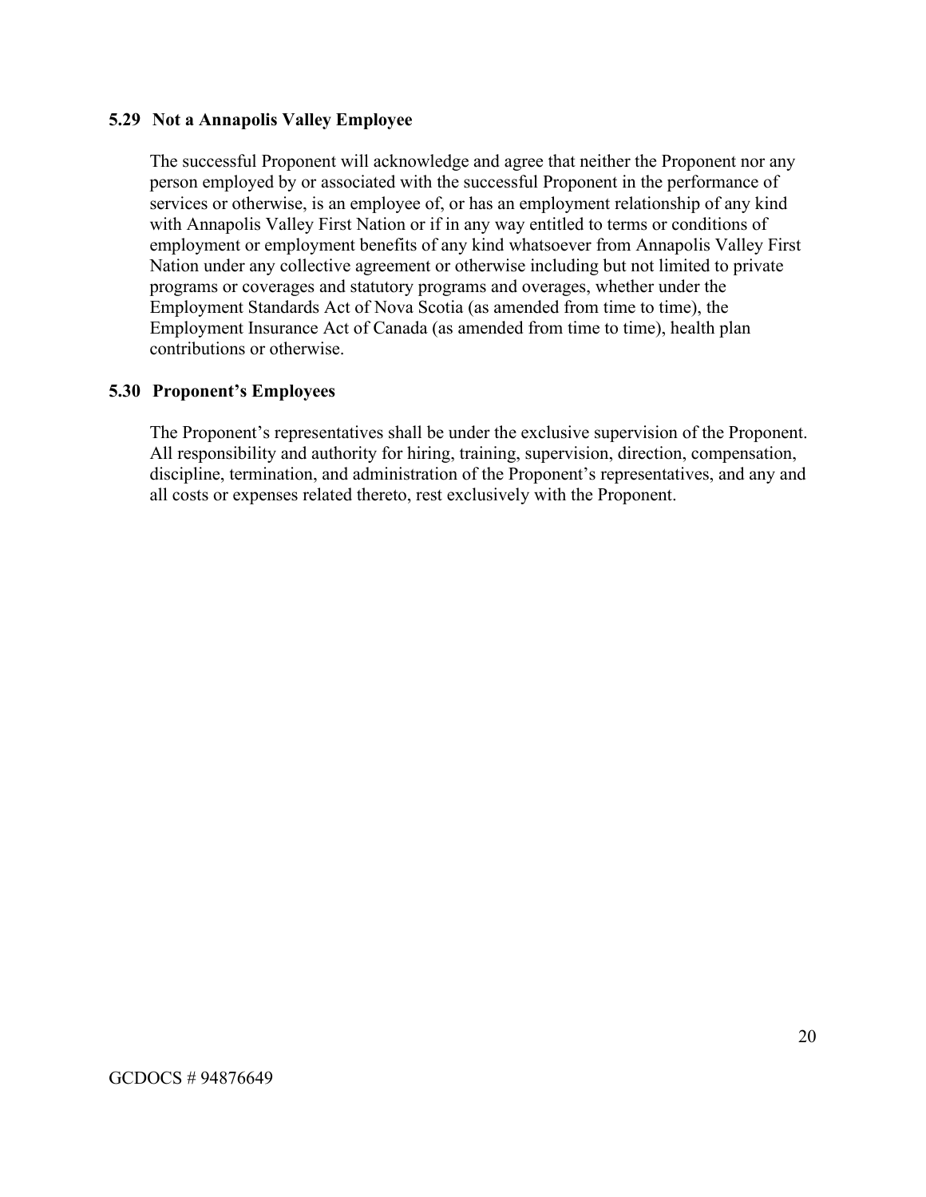### 5.29 Not a Annapolis Valley Employee

The successful Proponent will acknowledge and agree that neither the Proponent nor any person employed by or associated with the successful Proponent in the performance of services or otherwise, is an employee of, or has an employment relationship of any kind with Annapolis Valley First Nation or if in any way entitled to terms or conditions of employment or employment benefits of any kind whatsoever from Annapolis Valley First Nation under any collective agreement or otherwise including but not limited to private programs or coverages and statutory programs and overages, whether under the Employment Standards Act of Nova Scotia (as amended from time to time), the Employment Insurance Act of Canada (as amended from time to time), health plan contributions or otherwise.

### 5.30 Proponent's Employees

The Proponent's representatives shall be under the exclusive supervision of the Proponent. All responsibility and authority for hiring, training, supervision, direction, compensation, discipline, termination, and administration of the Proponent's representatives, and any and all costs or expenses related thereto, rest exclusively with the Proponent.

GCDOCS # 94876649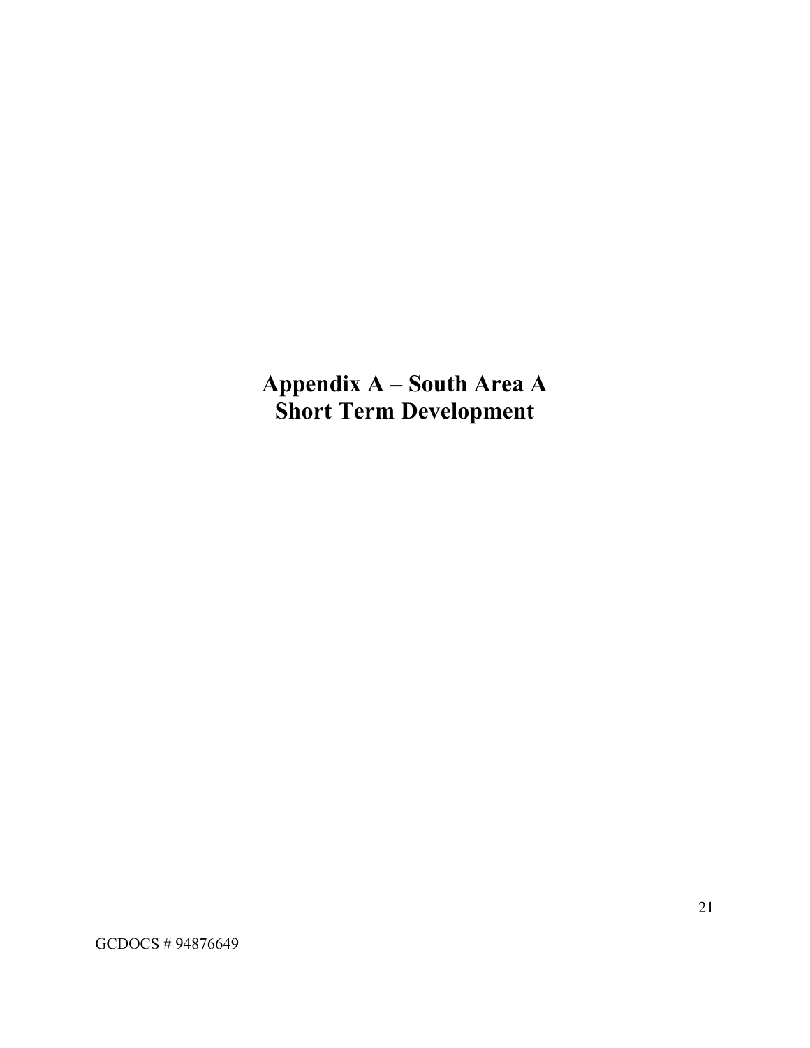# Appendix A – South Area A
# Short Term Development

GCDOCS # 94876649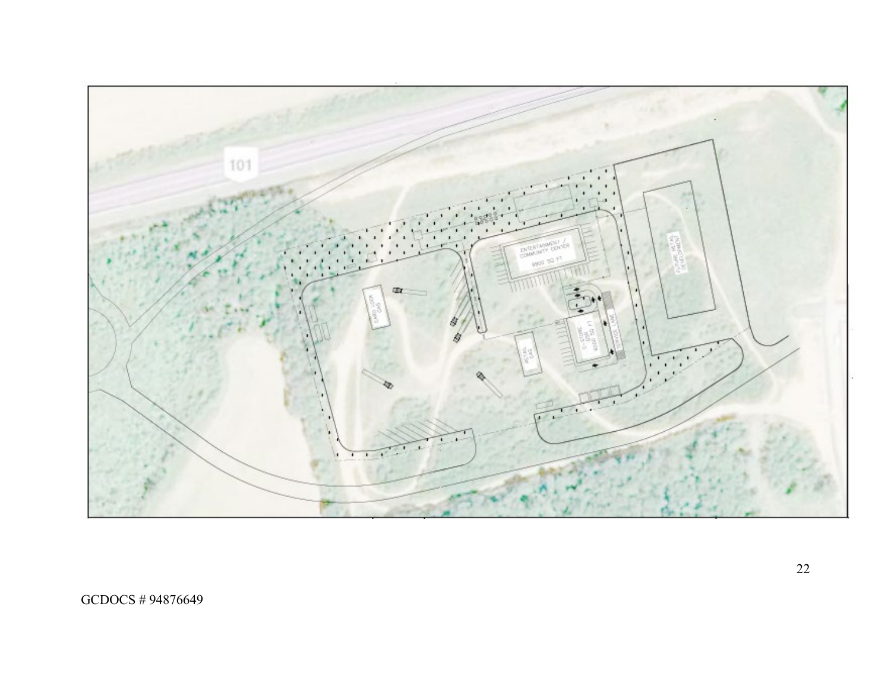101

ENTERTAINMENT / COMMUNITY CENTER
9900 SQ FT

CARD LOCK GAS

RETAIL GAS

C-STORE QSR 6000 SQ FT

SERVICE LANE

FUTURE RETAIL DEVELOPMENT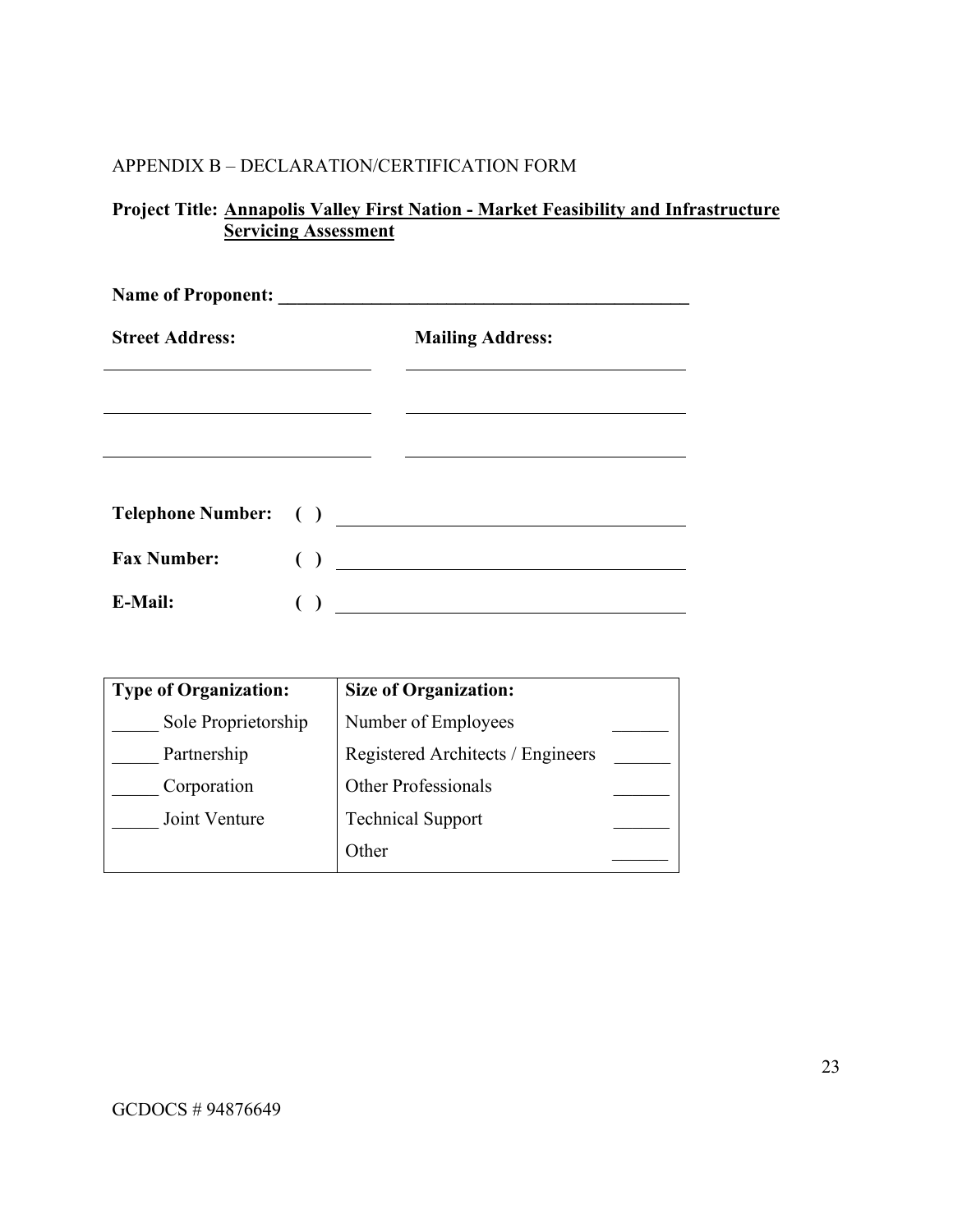APPENDIX B – DECLARATION/CERTIFICATION FORM

**Project Title: Annapolis Valley First Nation - Market Feasibility and Infrastructure Servicing Assessment**

**Name of Proponent: ______________________________________________**

| **Street Address:** | **Mailing Address:** |
|---|---|
| ______________________________ | ______________________________ |
| ______________________________ | ______________________________ |
| ______________________________ | ______________________________ |

**Telephone Number: ( )** ______________________________________

**Fax Number: ( )** ______________________________________

**E-Mail: ( )** ______________________________________

| **Type of Organization:** | **Size of Organization:** | |
|---|---|---|
| _____ Sole Proprietorship | Number of Employees | ______ |
| _____ Partnership | Registered Architects / Engineers | ______ |
| _____ Corporation | Other Professionals | ______ |
| _____ Joint Venture | Technical Support | ______ |
| | Other | ______ |

GCDOCS # 94876649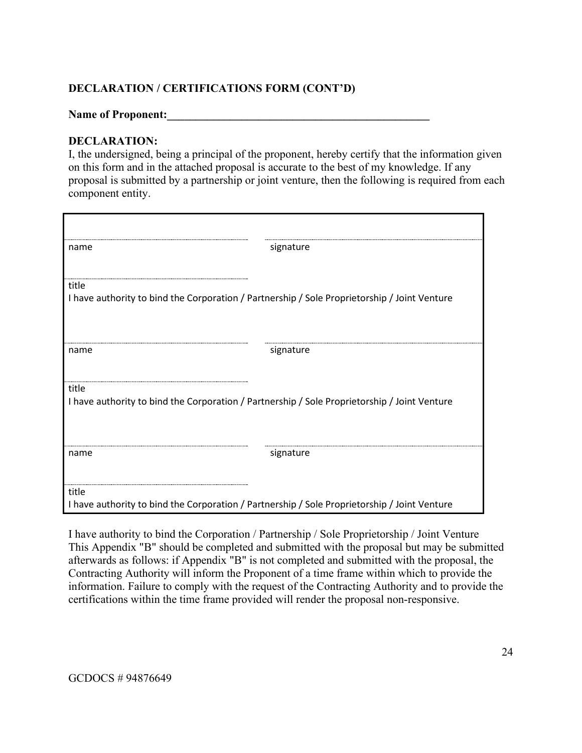**DECLARATION / CERTIFICATIONS FORM (CONT'D)**

**Name of Proponent:**_________________________________________________

**DECLARATION:**

I, the undersigned, being a principal of the proponent, hereby certify that the information given on this form and in the attached proposal is accurate to the best of my knowledge. If any proposal is submitted by a partnership or joint venture, then the following is required from each component entity.

| | |
|---|---|
| ______________________ | ______________________ |
| name | signature |
| ______________________ | |
| title | |
| I have authority to bind the Corporation / Partnership / Sole Proprietorship / Joint Venture | |
| ______________________ | ______________________ |
| name | signature |
| ______________________ | |
| title | |
| I have authority to bind the Corporation / Partnership / Sole Proprietorship / Joint Venture | |
| ______________________ | ______________________ |
| name | signature |
| ______________________ | |
| title | |
| I have authority to bind the Corporation / Partnership / Sole Proprietorship / Joint Venture | |

I have authority to bind the Corporation / Partnership / Sole Proprietorship / Joint Venture
This Appendix "B" should be completed and submitted with the proposal but may be submitted afterwards as follows: if Appendix "B" is not completed and submitted with the proposal, the Contracting Authority will inform the Proponent of a time frame within which to provide the information. Failure to comply with the request of the Contracting Authority and to provide the certifications within the time frame provided will render the proposal non-responsive.

GCDOCS # 94876649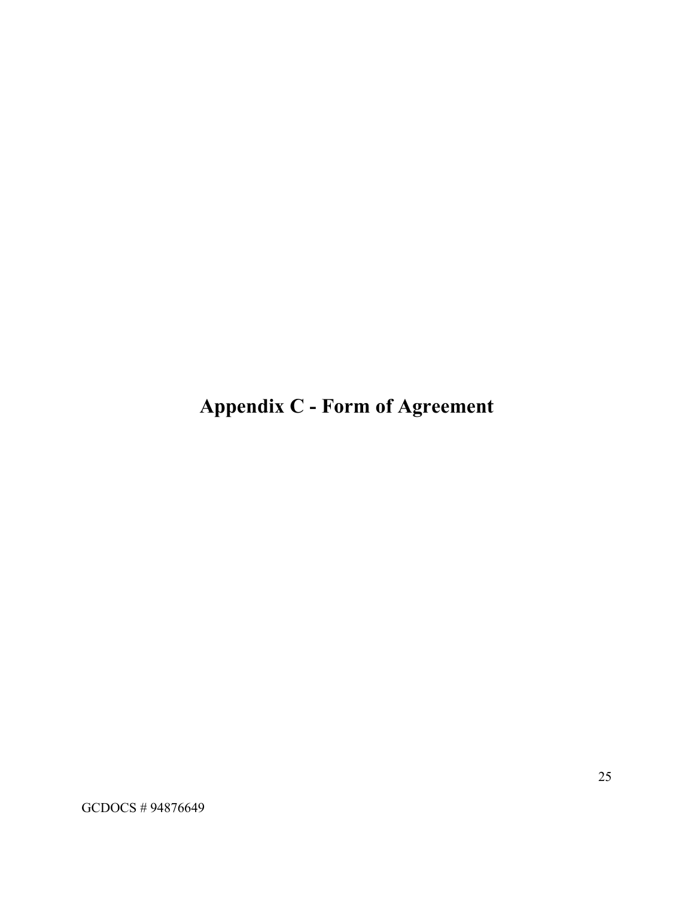# Appendix C - Form of Agreement

GCDOCS # 94876649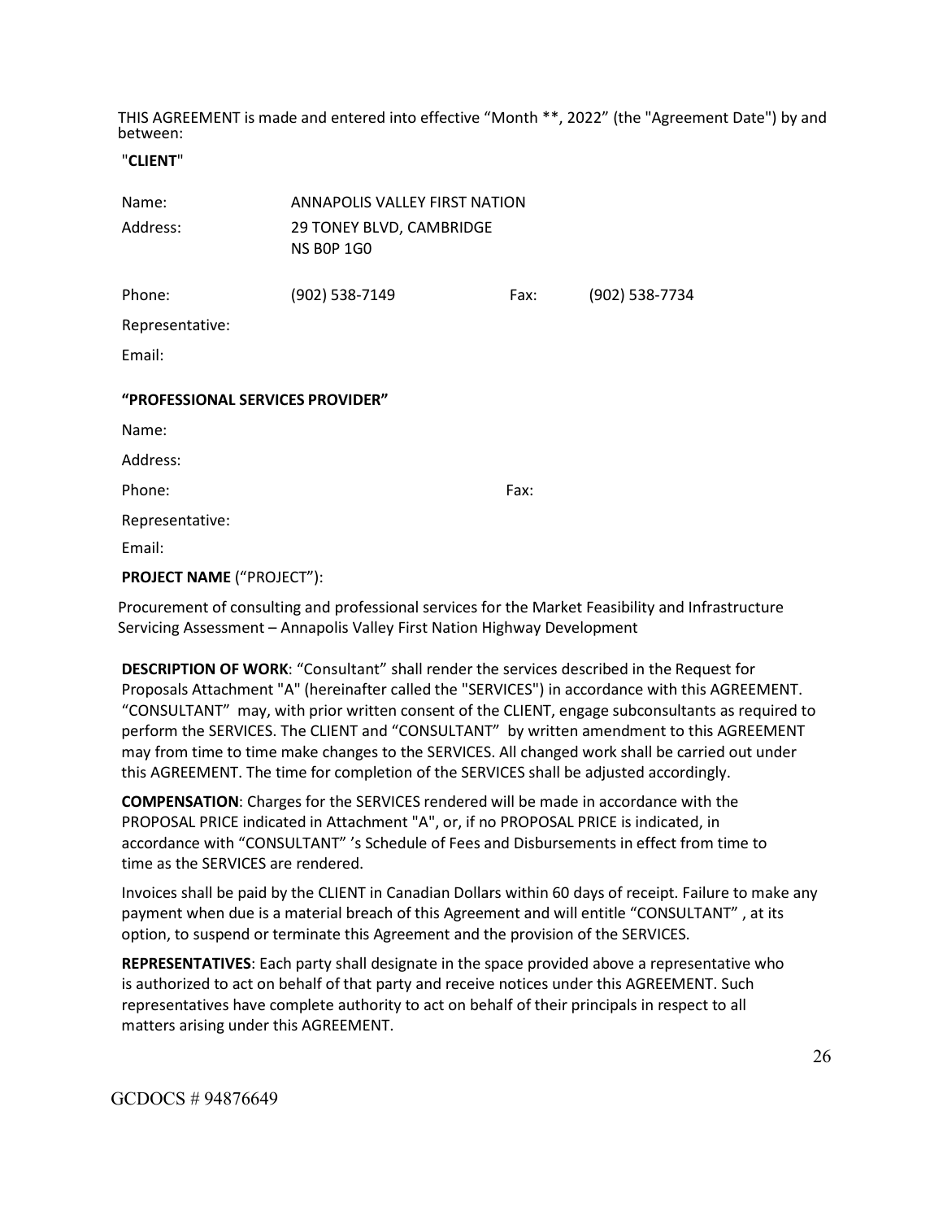THIS AGREEMENT is made and entered into effective “Month **, 2022” (the "Agreement Date") by and between:

"**CLIENT**"

| | | | |
|---|---|---|---|
| Name: | ANNAPOLIS VALLEY FIRST NATION | | |
| Address: | 29 TONEY BLVD, CAMBRIDGE NS B0P 1G0 | | |
| Phone: | (902) 538-7149 | Fax: | (902) 538-7734 |
| Representative: | | | |
| Email: | | | |

**“PROFESSIONAL SERVICES PROVIDER”**

| | | | |
|---|---|---|---|
| Name: | | | |
| Address: | | | |
| Phone: | | Fax: | |
| Representative: | | | |
| Email: | | | |

**PROJECT NAME** (“PROJECT”):

Procurement of consulting and professional services for the Market Feasibility and Infrastructure Servicing Assessment – Annapolis Valley First Nation Highway Development

**DESCRIPTION OF WORK**: “Consultant” shall render the services described in the Request for Proposals Attachment "A" (hereinafter called the "SERVICES") in accordance with this AGREEMENT. “CONSULTANT” may, with prior written consent of the CLIENT, engage subconsultants as required to perform the SERVICES. The CLIENT and “CONSULTANT” by written amendment to this AGREEMENT may from time to time make changes to the SERVICES. All changed work shall be carried out under this AGREEMENT. The time for completion of the SERVICES shall be adjusted accordingly.

**COMPENSATION**: Charges for the SERVICES rendered will be made in accordance with the PROPOSAL PRICE indicated in Attachment "A", or, if no PROPOSAL PRICE is indicated, in accordance with “CONSULTANT” ’s Schedule of Fees and Disbursements in effect from time to time as the SERVICES are rendered.

Invoices shall be paid by the CLIENT in Canadian Dollars within 60 days of receipt. Failure to make any payment when due is a material breach of this Agreement and will entitle “CONSULTANT” , at its option, to suspend or terminate this Agreement and the provision of the SERVICES.

**REPRESENTATIVES**: Each party shall designate in the space provided above a representative who is authorized to act on behalf of that party and receive notices under this AGREEMENT. Such representatives have complete authority to act on behalf of their principals in respect to all matters arising under this AGREEMENT.

GCDOCS # 94876649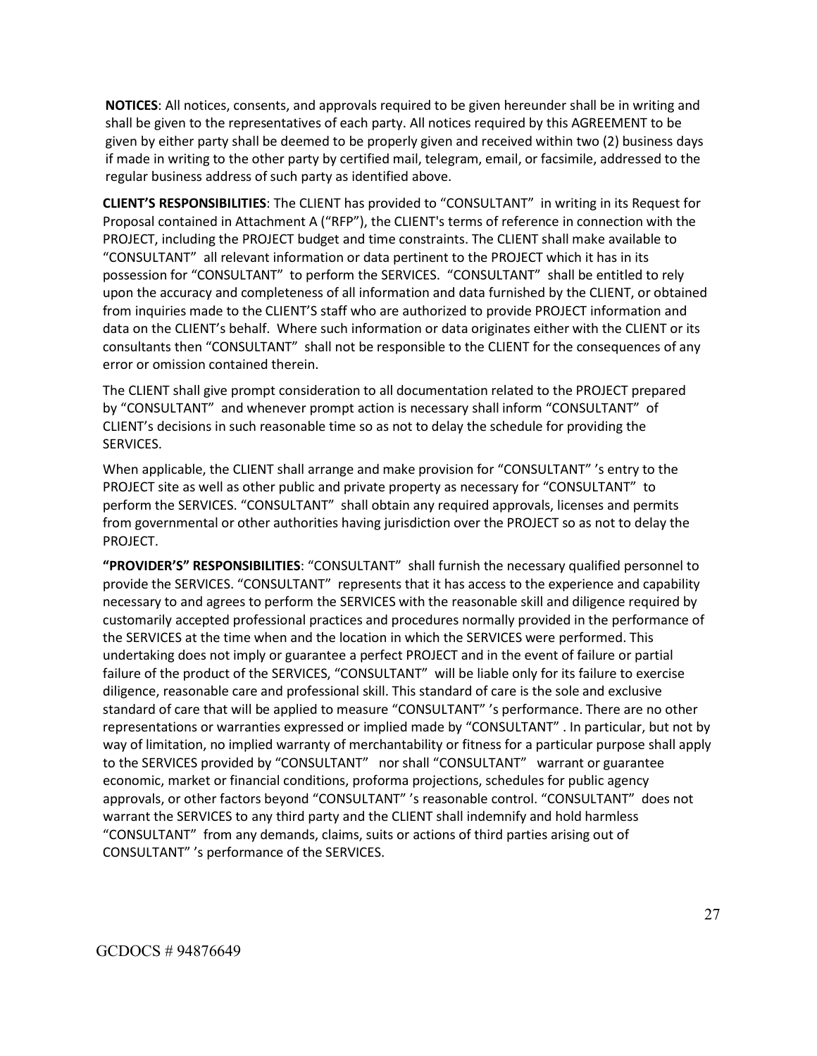**NOTICES**: All notices, consents, and approvals required to be given hereunder shall be in writing and shall be given to the representatives of each party. All notices required by this AGREEMENT to be given by either party shall be deemed to be properly given and received within two (2) business days if made in writing to the other party by certified mail, telegram, email, or facsimile, addressed to the regular business address of such party as identified above.

**CLIENT'S RESPONSIBILITIES**: The CLIENT has provided to "CONSULTANT" in writing in its Request for Proposal contained in Attachment A ("RFP"), the CLIENT's terms of reference in connection with the PROJECT, including the PROJECT budget and time constraints. The CLIENT shall make available to "CONSULTANT" all relevant information or data pertinent to the PROJECT which it has in its possession for "CONSULTANT" to perform the SERVICES. "CONSULTANT" shall be entitled to rely upon the accuracy and completeness of all information and data furnished by the CLIENT, or obtained from inquiries made to the CLIENT'S staff who are authorized to provide PROJECT information and data on the CLIENT's behalf. Where such information or data originates either with the CLIENT or its consultants then "CONSULTANT" shall not be responsible to the CLIENT for the consequences of any error or omission contained therein.

The CLIENT shall give prompt consideration to all documentation related to the PROJECT prepared by "CONSULTANT" and whenever prompt action is necessary shall inform "CONSULTANT" of CLIENT's decisions in such reasonable time so as not to delay the schedule for providing the SERVICES.

When applicable, the CLIENT shall arrange and make provision for "CONSULTANT" 's entry to the PROJECT site as well as other public and private property as necessary for "CONSULTANT" to perform the SERVICES. "CONSULTANT" shall obtain any required approvals, licenses and permits from governmental or other authorities having jurisdiction over the PROJECT so as not to delay the PROJECT.

**"PROVIDER'S" RESPONSIBILITIES**: "CONSULTANT" shall furnish the necessary qualified personnel to provide the SERVICES. "CONSULTANT" represents that it has access to the experience and capability necessary to and agrees to perform the SERVICES with the reasonable skill and diligence required by customarily accepted professional practices and procedures normally provided in the performance of the SERVICES at the time when and the location in which the SERVICES were performed. This undertaking does not imply or guarantee a perfect PROJECT and in the event of failure or partial failure of the product of the SERVICES, "CONSULTANT" will be liable only for its failure to exercise diligence, reasonable care and professional skill. This standard of care is the sole and exclusive standard of care that will be applied to measure "CONSULTANT" 's performance. There are no other representations or warranties expressed or implied made by "CONSULTANT" . In particular, but not by way of limitation, no implied warranty of merchantability or fitness for a particular purpose shall apply to the SERVICES provided by "CONSULTANT" nor shall "CONSULTANT" warrant or guarantee economic, market or financial conditions, proforma projections, schedules for public agency approvals, or other factors beyond "CONSULTANT" 's reasonable control. "CONSULTANT" does not warrant the SERVICES to any third party and the CLIENT shall indemnify and hold harmless "CONSULTANT" from any demands, claims, suits or actions of third parties arising out of CONSULTANT" 's performance of the SERVICES.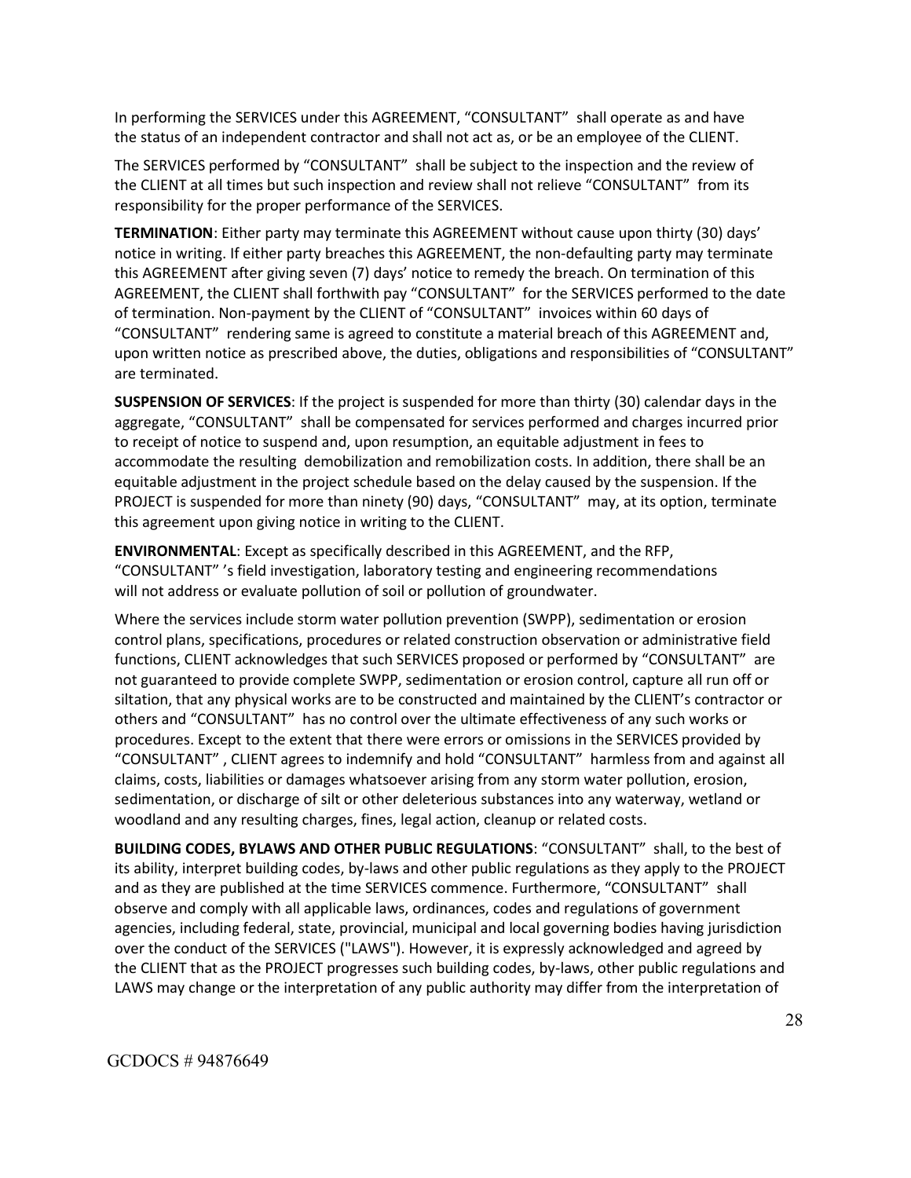In performing the SERVICES under this AGREEMENT, “CONSULTANT” shall operate as and have the status of an independent contractor and shall not act as, or be an employee of the CLIENT.

The SERVICES performed by “CONSULTANT” shall be subject to the inspection and the review of the CLIENT at all times but such inspection and review shall not relieve “CONSULTANT” from its responsibility for the proper performance of the SERVICES.

**TERMINATION**: Either party may terminate this AGREEMENT without cause upon thirty (30) days’ notice in writing. If either party breaches this AGREEMENT, the non-defaulting party may terminate this AGREEMENT after giving seven (7) days’ notice to remedy the breach. On termination of this AGREEMENT, the CLIENT shall forthwith pay “CONSULTANT” for the SERVICES performed to the date of termination. Non-payment by the CLIENT of “CONSULTANT” invoices within 60 days of “CONSULTANT” rendering same is agreed to constitute a material breach of this AGREEMENT and, upon written notice as prescribed above, the duties, obligations and responsibilities of “CONSULTANT” are terminated.

**SUSPENSION OF SERVICES**: If the project is suspended for more than thirty (30) calendar days in the aggregate, “CONSULTANT” shall be compensated for services performed and charges incurred prior to receipt of notice to suspend and, upon resumption, an equitable adjustment in fees to accommodate the resulting demobilization and remobilization costs. In addition, there shall be an equitable adjustment in the project schedule based on the delay caused by the suspension. If the PROJECT is suspended for more than ninety (90) days, “CONSULTANT” may, at its option, terminate this agreement upon giving notice in writing to the CLIENT.

**ENVIRONMENTAL**: Except as specifically described in this AGREEMENT, and the RFP, “CONSULTANT” ’s field investigation, laboratory testing and engineering recommendations will not address or evaluate pollution of soil or pollution of groundwater.

Where the services include storm water pollution prevention (SWPP), sedimentation or erosion control plans, specifications, procedures or related construction observation or administrative field functions, CLIENT acknowledges that such SERVICES proposed or performed by “CONSULTANT” are not guaranteed to provide complete SWPP, sedimentation or erosion control, capture all run off or siltation, that any physical works are to be constructed and maintained by the CLIENT’s contractor or others and “CONSULTANT” has no control over the ultimate effectiveness of any such works or procedures. Except to the extent that there were errors or omissions in the SERVICES provided by “CONSULTANT” , CLIENT agrees to indemnify and hold “CONSULTANT” harmless from and against all claims, costs, liabilities or damages whatsoever arising from any storm water pollution, erosion, sedimentation, or discharge of silt or other deleterious substances into any waterway, wetland or woodland and any resulting charges, fines, legal action, cleanup or related costs.

**BUILDING CODES, BYLAWS AND OTHER PUBLIC REGULATIONS**: “CONSULTANT” shall, to the best of its ability, interpret building codes, by-laws and other public regulations as they apply to the PROJECT and as they are published at the time SERVICES commence. Furthermore, “CONSULTANT” shall observe and comply with all applicable laws, ordinances, codes and regulations of government agencies, including federal, state, provincial, municipal and local governing bodies having jurisdiction over the conduct of the SERVICES ("LAWS"). However, it is expressly acknowledged and agreed by the CLIENT that as the PROJECT progresses such building codes, by-laws, other public regulations and LAWS may change or the interpretation of any public authority may differ from the interpretation of

GCDOCS # 94876649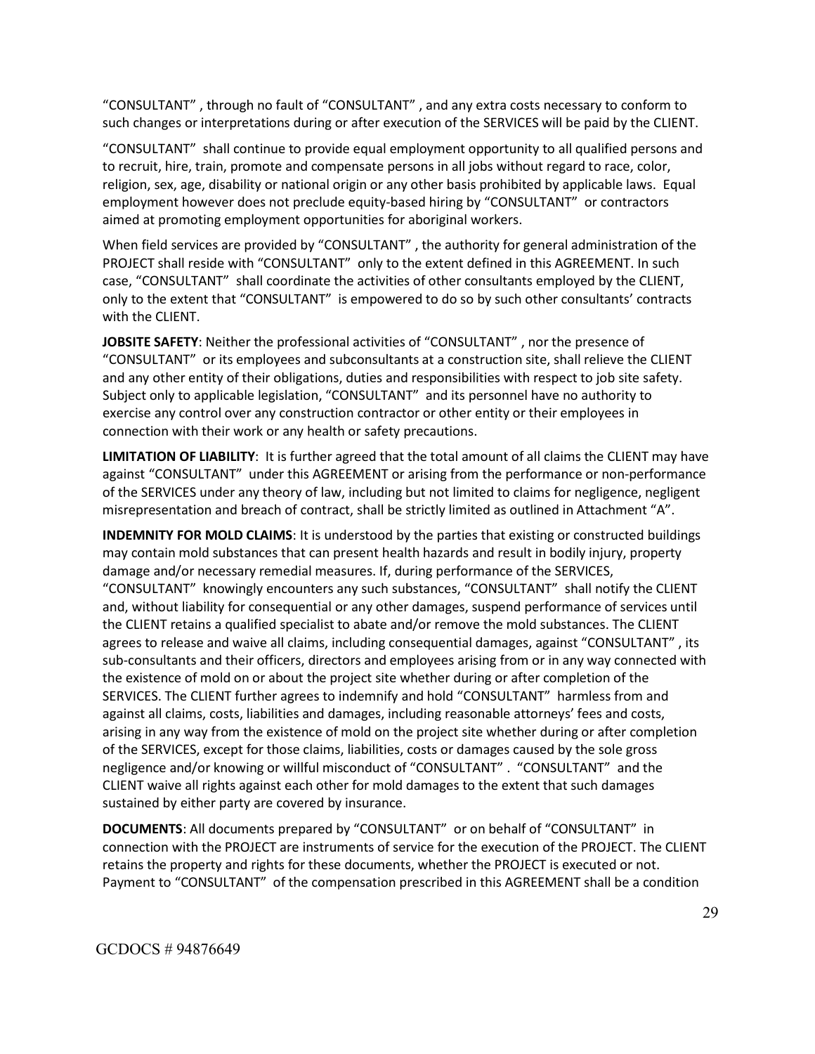"CONSULTANT" , through no fault of "CONSULTANT" , and any extra costs necessary to conform to such changes or interpretations during or after execution of the SERVICES will be paid by the CLIENT.

"CONSULTANT" shall continue to provide equal employment opportunity to all qualified persons and to recruit, hire, train, promote and compensate persons in all jobs without regard to race, color, religion, sex, age, disability or national origin or any other basis prohibited by applicable laws. Equal employment however does not preclude equity-based hiring by "CONSULTANT" or contractors aimed at promoting employment opportunities for aboriginal workers.

When field services are provided by "CONSULTANT" , the authority for general administration of the PROJECT shall reside with "CONSULTANT" only to the extent defined in this AGREEMENT. In such case, "CONSULTANT" shall coordinate the activities of other consultants employed by the CLIENT, only to the extent that "CONSULTANT" is empowered to do so by such other consultants' contracts with the CLIENT.

**JOBSITE SAFETY**: Neither the professional activities of "CONSULTANT" , nor the presence of "CONSULTANT" or its employees and subconsultants at a construction site, shall relieve the CLIENT and any other entity of their obligations, duties and responsibilities with respect to job site safety. Subject only to applicable legislation, "CONSULTANT" and its personnel have no authority to exercise any control over any construction contractor or other entity or their employees in connection with their work or any health or safety precautions.

**LIMITATION OF LIABILITY**: It is further agreed that the total amount of all claims the CLIENT may have against "CONSULTANT" under this AGREEMENT or arising from the performance or non-performance of the SERVICES under any theory of law, including but not limited to claims for negligence, negligent misrepresentation and breach of contract, shall be strictly limited as outlined in Attachment "A".

**INDEMNITY FOR MOLD CLAIMS**: It is understood by the parties that existing or constructed buildings may contain mold substances that can present health hazards and result in bodily injury, property damage and/or necessary remedial measures. If, during performance of the SERVICES, "CONSULTANT" knowingly encounters any such substances, "CONSULTANT" shall notify the CLIENT and, without liability for consequential or any other damages, suspend performance of services until the CLIENT retains a qualified specialist to abate and/or remove the mold substances. The CLIENT agrees to release and waive all claims, including consequential damages, against "CONSULTANT" , its sub-consultants and their officers, directors and employees arising from or in any way connected with the existence of mold on or about the project site whether during or after completion of the SERVICES. The CLIENT further agrees to indemnify and hold "CONSULTANT" harmless from and against all claims, costs, liabilities and damages, including reasonable attorneys' fees and costs, arising in any way from the existence of mold on the project site whether during or after completion of the SERVICES, except for those claims, liabilities, costs or damages caused by the sole gross negligence and/or knowing or willful misconduct of "CONSULTANT" . "CONSULTANT" and the CLIENT waive all rights against each other for mold damages to the extent that such damages sustained by either party are covered by insurance.

**DOCUMENTS**: All documents prepared by "CONSULTANT" or on behalf of "CONSULTANT" in connection with the PROJECT are instruments of service for the execution of the PROJECT. The CLIENT retains the property and rights for these documents, whether the PROJECT is executed or not. Payment to "CONSULTANT" of the compensation prescribed in this AGREEMENT shall be a condition

GCDOCS # 94876649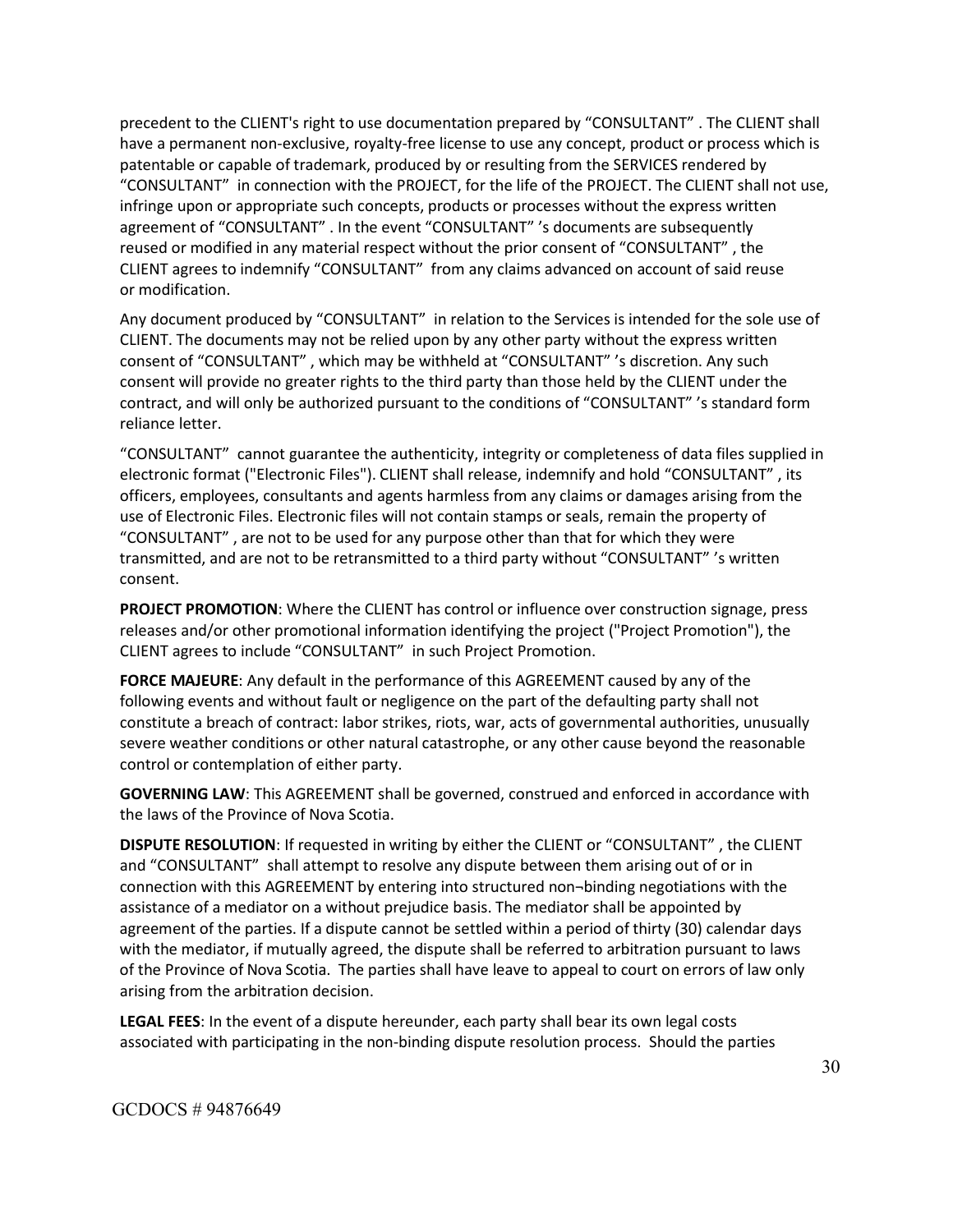precedent to the CLIENT's right to use documentation prepared by “CONSULTANT” . The CLIENT shall have a permanent non-exclusive, royalty-free license to use any concept, product or process which is patentable or capable of trademark, produced by or resulting from the SERVICES rendered by “CONSULTANT” in connection with the PROJECT, for the life of the PROJECT. The CLIENT shall not use, infringe upon or appropriate such concepts, products or processes without the express written agreement of “CONSULTANT” . In the event “CONSULTANT” ’s documents are subsequently reused or modified in any material respect without the prior consent of “CONSULTANT” , the CLIENT agrees to indemnify “CONSULTANT” from any claims advanced on account of said reuse or modification.

Any document produced by “CONSULTANT” in relation to the Services is intended for the sole use of CLIENT. The documents may not be relied upon by any other party without the express written consent of “CONSULTANT” , which may be withheld at “CONSULTANT” ’s discretion. Any such consent will provide no greater rights to the third party than those held by the CLIENT under the contract, and will only be authorized pursuant to the conditions of “CONSULTANT” ’s standard form reliance letter.

“CONSULTANT” cannot guarantee the authenticity, integrity or completeness of data files supplied in electronic format ("Electronic Files"). CLIENT shall release, indemnify and hold “CONSULTANT” , its officers, employees, consultants and agents harmless from any claims or damages arising from the use of Electronic Files. Electronic files will not contain stamps or seals, remain the property of “CONSULTANT” , are not to be used for any purpose other than that for which they were transmitted, and are not to be retransmitted to a third party without “CONSULTANT” ’s written consent.

**PROJECT PROMOTION**: Where the CLIENT has control or influence over construction signage, press releases and/or other promotional information identifying the project ("Project Promotion"), the CLIENT agrees to include “CONSULTANT” in such Project Promotion.

**FORCE MAJEURE**: Any default in the performance of this AGREEMENT caused by any of the following events and without fault or negligence on the part of the defaulting party shall not constitute a breach of contract: labor strikes, riots, war, acts of governmental authorities, unusually severe weather conditions or other natural catastrophe, or any other cause beyond the reasonable control or contemplation of either party.

**GOVERNING LAW**: This AGREEMENT shall be governed, construed and enforced in accordance with the laws of the Province of Nova Scotia.

**DISPUTE RESOLUTION**: If requested in writing by either the CLIENT or “CONSULTANT” , the CLIENT and “CONSULTANT” shall attempt to resolve any dispute between them arising out of or in connection with this AGREEMENT by entering into structured non¬binding negotiations with the assistance of a mediator on a without prejudice basis. The mediator shall be appointed by agreement of the parties. If a dispute cannot be settled within a period of thirty (30) calendar days with the mediator, if mutually agreed, the dispute shall be referred to arbitration pursuant to laws of the Province of Nova Scotia. The parties shall have leave to appeal to court on errors of law only arising from the arbitration decision.

**LEGAL FEES**: In the event of a dispute hereunder, each party shall bear its own legal costs associated with participating in the non-binding dispute resolution process. Should the parties

GCDOCS # 94876649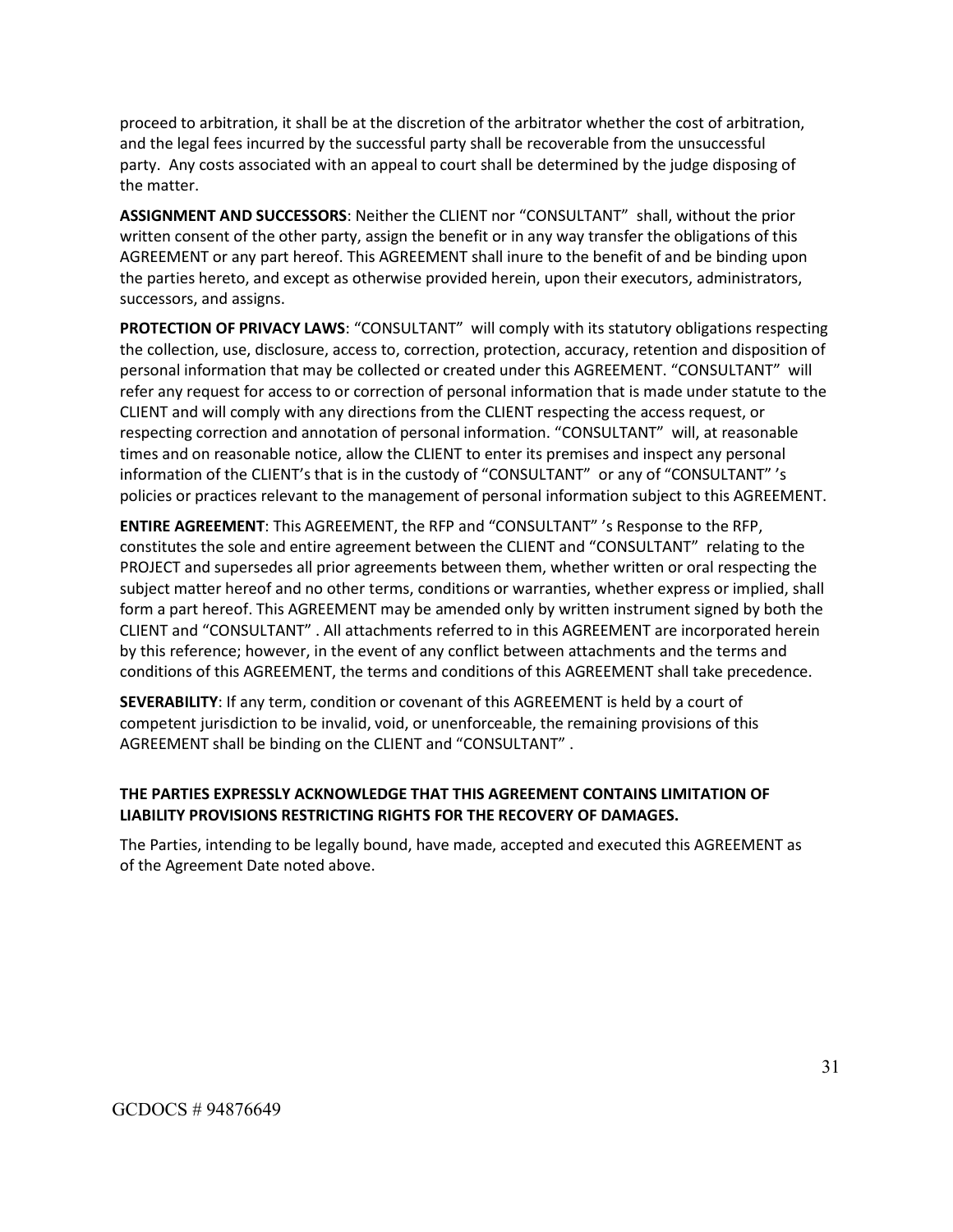proceed to arbitration, it shall be at the discretion of the arbitrator whether the cost of arbitration, and the legal fees incurred by the successful party shall be recoverable from the unsuccessful party. Any costs associated with an appeal to court shall be determined by the judge disposing of the matter.

**ASSIGNMENT AND SUCCESSORS**: Neither the CLIENT nor "CONSULTANT" shall, without the prior written consent of the other party, assign the benefit or in any way transfer the obligations of this AGREEMENT or any part hereof. This AGREEMENT shall inure to the benefit of and be binding upon the parties hereto, and except as otherwise provided herein, upon their executors, administrators, successors, and assigns.

**PROTECTION OF PRIVACY LAWS**: "CONSULTANT" will comply with its statutory obligations respecting the collection, use, disclosure, access to, correction, protection, accuracy, retention and disposition of personal information that may be collected or created under this AGREEMENT. "CONSULTANT" will refer any request for access to or correction of personal information that is made under statute to the CLIENT and will comply with any directions from the CLIENT respecting the access request, or respecting correction and annotation of personal information. "CONSULTANT" will, at reasonable times and on reasonable notice, allow the CLIENT to enter its premises and inspect any personal information of the CLIENT's that is in the custody of "CONSULTANT" or any of "CONSULTANT" 's policies or practices relevant to the management of personal information subject to this AGREEMENT.

**ENTIRE AGREEMENT**: This AGREEMENT, the RFP and "CONSULTANT" 's Response to the RFP, constitutes the sole and entire agreement between the CLIENT and "CONSULTANT" relating to the PROJECT and supersedes all prior agreements between them, whether written or oral respecting the subject matter hereof and no other terms, conditions or warranties, whether express or implied, shall form a part hereof. This AGREEMENT may be amended only by written instrument signed by both the CLIENT and "CONSULTANT" . All attachments referred to in this AGREEMENT are incorporated herein by this reference; however, in the event of any conflict between attachments and the terms and conditions of this AGREEMENT, the terms and conditions of this AGREEMENT shall take precedence.

**SEVERABILITY**: If any term, condition or covenant of this AGREEMENT is held by a court of competent jurisdiction to be invalid, void, or unenforceable, the remaining provisions of this AGREEMENT shall be binding on the CLIENT and "CONSULTANT" .

**THE PARTIES EXPRESSLY ACKNOWLEDGE THAT THIS AGREEMENT CONTAINS LIMITATION OF LIABILITY PROVISIONS RESTRICTING RIGHTS FOR THE RECOVERY OF DAMAGES.**

The Parties, intending to be legally bound, have made, accepted and executed this AGREEMENT as of the Agreement Date noted above.

GCDOCS # 94876649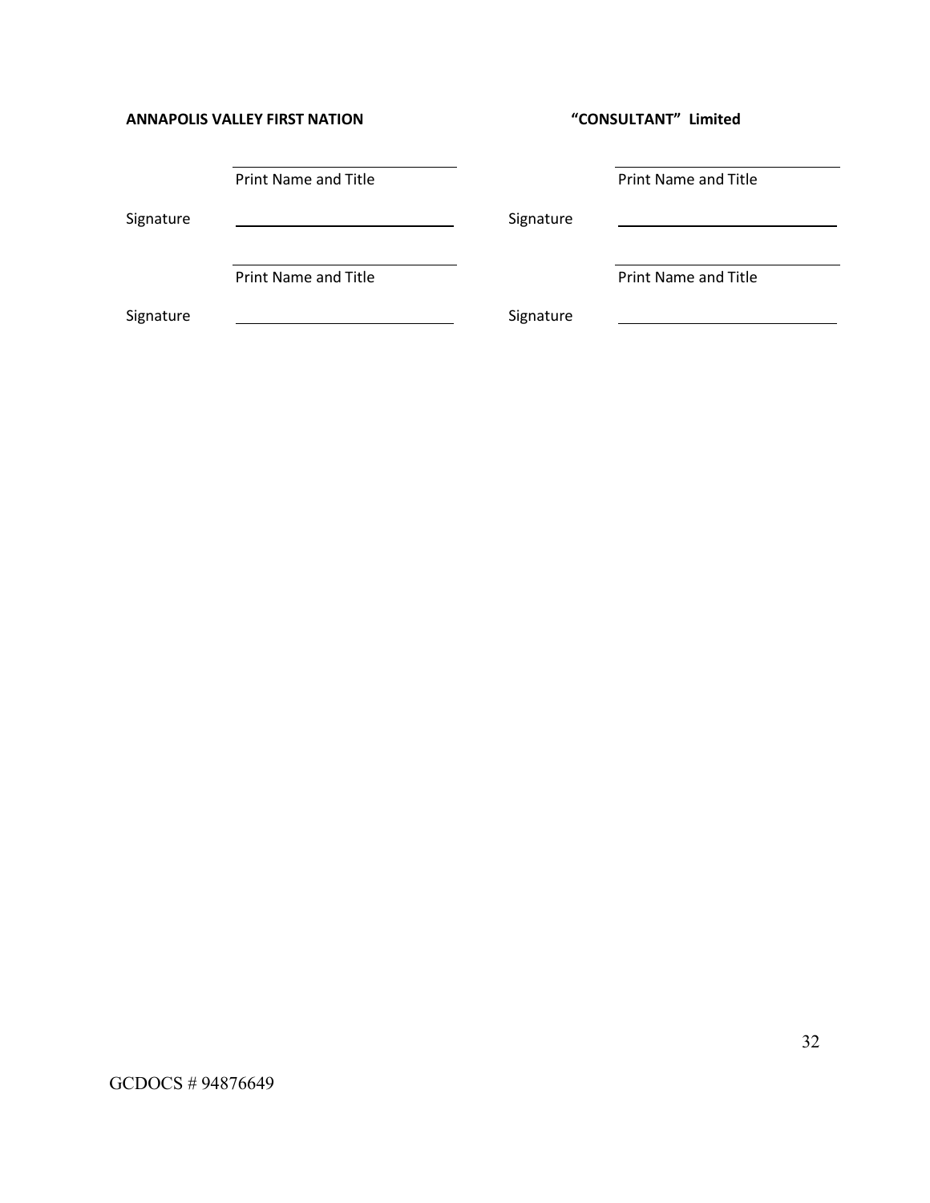| **ANNAPOLIS VALLEY FIRST NATION** | | **"CONSULTANT" Limited** | |
|---|---|---|---|
| | ______________________ | | ______________________ |
| | Print Name and Title | | Print Name and Title |
| Signature | ______________________ | Signature | ______________________ |
| | ______________________ | | ______________________ |
| | Print Name and Title | | Print Name and Title |
| Signature | ______________________ | Signature | ______________________ |

GCDOCS # 94876649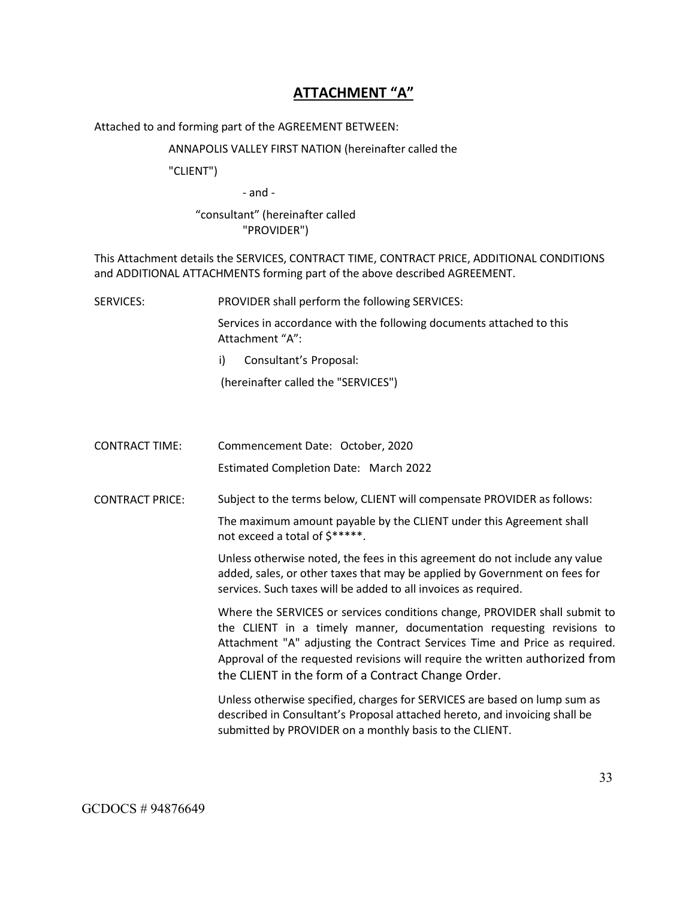# **ATTACHMENT "A"**

Attached to and forming part of the AGREEMENT BETWEEN:

ANNAPOLIS VALLEY FIRST NATION (hereinafter called the "CLIENT")

- and -

"consultant" (hereinafter called "PROVIDER")

This Attachment details the SERVICES, CONTRACT TIME, CONTRACT PRICE, ADDITIONAL CONDITIONS and ADDITIONAL ATTACHMENTS forming part of the above described AGREEMENT.

SERVICES: PROVIDER shall perform the following SERVICES:

Services in accordance with the following documents attached to this Attachment "A":

i) Consultant's Proposal:

(hereinafter called the "SERVICES")

CONTRACT TIME: Commencement Date: October, 2020

Estimated Completion Date: March 2022

CONTRACT PRICE: Subject to the terms below, CLIENT will compensate PROVIDER as follows:

The maximum amount payable by the CLIENT under this Agreement shall not exceed a total of $*****.

Unless otherwise noted, the fees in this agreement do not include any value added, sales, or other taxes that may be applied by Government on fees for services. Such taxes will be added to all invoices as required.

Where the SERVICES or services conditions change, PROVIDER shall submit to the CLIENT in a timely manner, documentation requesting revisions to Attachment "A" adjusting the Contract Services Time and Price as required. Approval of the requested revisions will require the written authorized from the CLIENT in the form of a Contract Change Order.

Unless otherwise specified, charges for SERVICES are based on lump sum as described in Consultant's Proposal attached hereto, and invoicing shall be submitted by PROVIDER on a monthly basis to the CLIENT.

GCDOCS # 94876649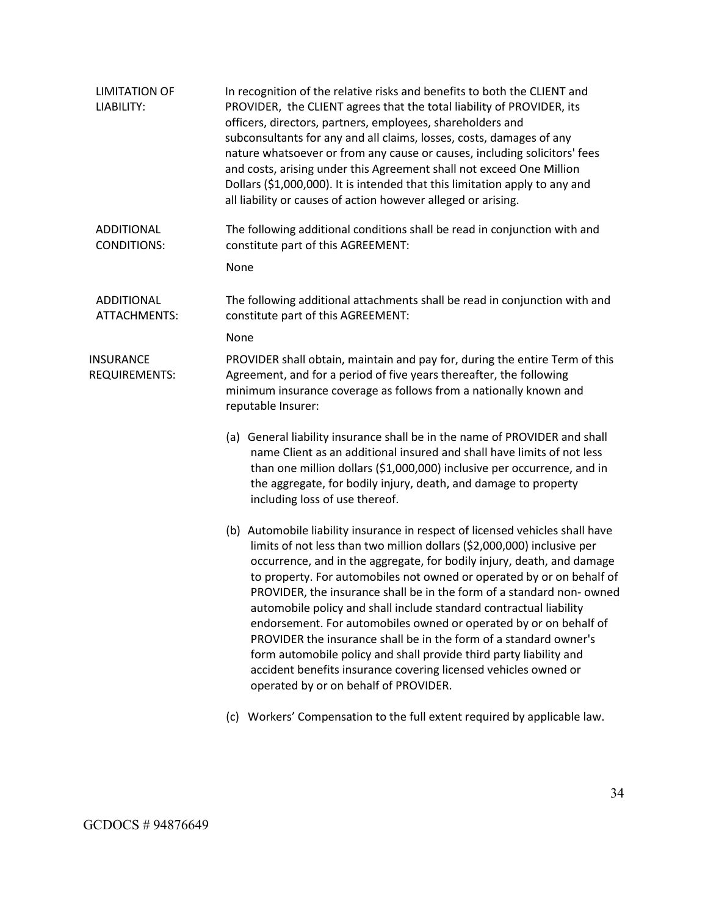**LIMITATION OF LIABILITY:**

In recognition of the relative risks and benefits to both the CLIENT and PROVIDER, the CLIENT agrees that the total liability of PROVIDER, its officers, directors, partners, employees, shareholders and subconsultants for any and all claims, losses, costs, damages of any nature whatsoever or from any cause or causes, including solicitors' fees and costs, arising under this Agreement shall not exceed One Million Dollars ($1,000,000). It is intended that this limitation apply to any and all liability or causes of action however alleged or arising.

**ADDITIONAL CONDITIONS:**

The following additional conditions shall be read in conjunction with and constitute part of this AGREEMENT:

None

**ADDITIONAL ATTACHMENTS:**

The following additional attachments shall be read in conjunction with and constitute part of this AGREEMENT:

None

**INSURANCE REQUIREMENTS:**

PROVIDER shall obtain, maintain and pay for, during the entire Term of this Agreement, and for a period of five years thereafter, the following minimum insurance coverage as follows from a nationally known and reputable Insurer:

(a) General liability insurance shall be in the name of PROVIDER and shall name Client as an additional insured and shall have limits of not less than one million dollars ($1,000,000) inclusive per occurrence, and in the aggregate, for bodily injury, death, and damage to property including loss of use thereof.

(b) Automobile liability insurance in respect of licensed vehicles shall have limits of not less than two million dollars ($2,000,000) inclusive per occurrence, and in the aggregate, for bodily injury, death, and damage to property. For automobiles not owned or operated by or on behalf of PROVIDER, the insurance shall be in the form of a standard non- owned automobile policy and shall include standard contractual liability endorsement. For automobiles owned or operated by or on behalf of PROVIDER the insurance shall be in the form of a standard owner's form automobile policy and shall provide third party liability and accident benefits insurance covering licensed vehicles owned or operated by or on behalf of PROVIDER.

(c) Workers' Compensation to the full extent required by applicable law.

GCDOCS # 94876649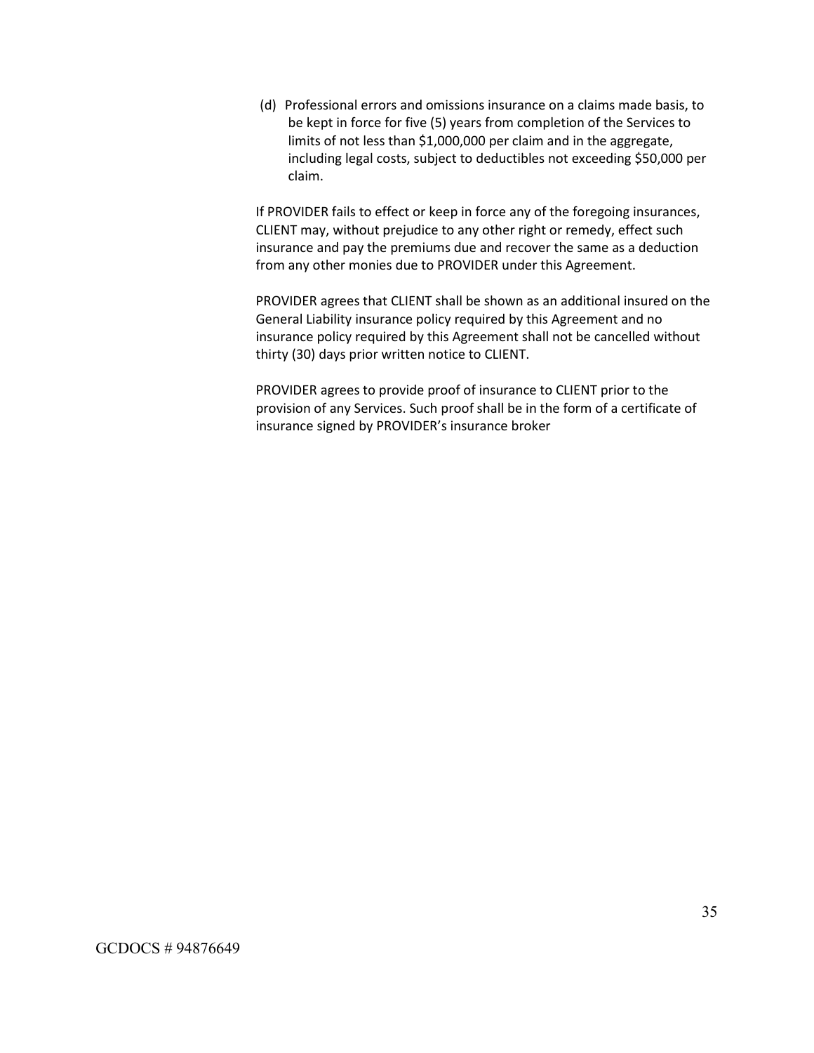(d) Professional errors and omissions insurance on a claims made basis, to be kept in force for five (5) years from completion of the Services to limits of not less than $1,000,000 per claim and in the aggregate, including legal costs, subject to deductibles not exceeding $50,000 per claim.

If PROVIDER fails to effect or keep in force any of the foregoing insurances, CLIENT may, without prejudice to any other right or remedy, effect such insurance and pay the premiums due and recover the same as a deduction from any other monies due to PROVIDER under this Agreement.

PROVIDER agrees that CLIENT shall be shown as an additional insured on the General Liability insurance policy required by this Agreement and no insurance policy required by this Agreement shall not be cancelled without thirty (30) days prior written notice to CLIENT.

PROVIDER agrees to provide proof of insurance to CLIENT prior to the provision of any Services. Such proof shall be in the form of a certificate of insurance signed by PROVIDER's insurance broker

GCDOCS # 94876649